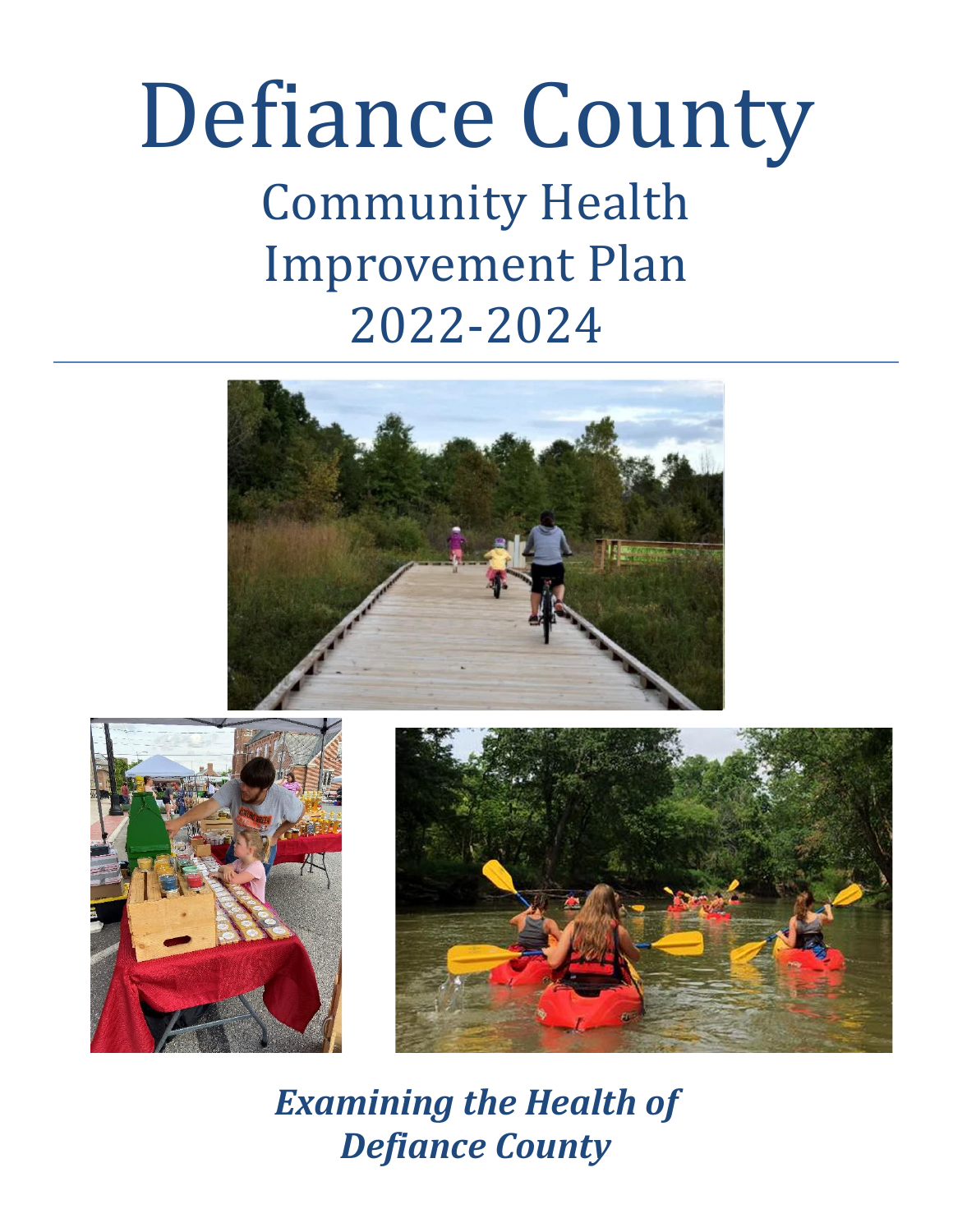# Defiance County

## Community Health Improvement Plan 2022-2024

***Examining the Health of Defiance County***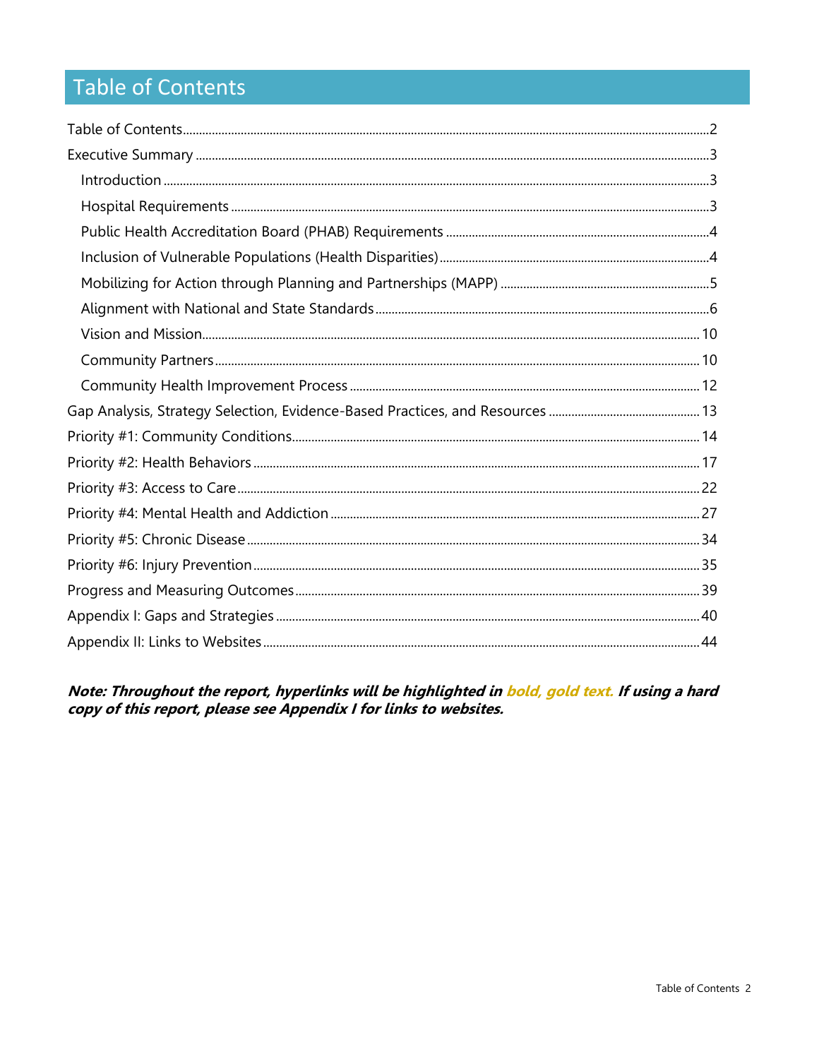# Table of Contents

Table of Contents 2
Executive Summary 3
- Introduction 3
- Hospital Requirements 3
- Public Health Accreditation Board (PHAB) Requirements 4
- Inclusion of Vulnerable Populations (Health Disparities) 4
- Mobilizing for Action through Planning and Partnerships (MAPP) 5
- Alignment with National and State Standards 6
- Vision and Mission 10
- Community Partners 10
- Community Health Improvement Process 12

Gap Analysis, Strategy Selection, Evidence-Based Practices, and Resources 13
Priority #1: Community Conditions 14
Priority #2: Health Behaviors 17
Priority #3: Access to Care 22
Priority #4: Mental Health and Addiction 27
Priority #5: Chronic Disease 34
Priority #6: Injury Prevention 35
Progress and Measuring Outcomes 39
Appendix I: Gaps and Strategies 40
Appendix II: Links to Websites 44

***Note: Throughout the report, hyperlinks will be highlighted in bold, gold text. If using a hard copy of this report, please see Appendix I for links to websites.***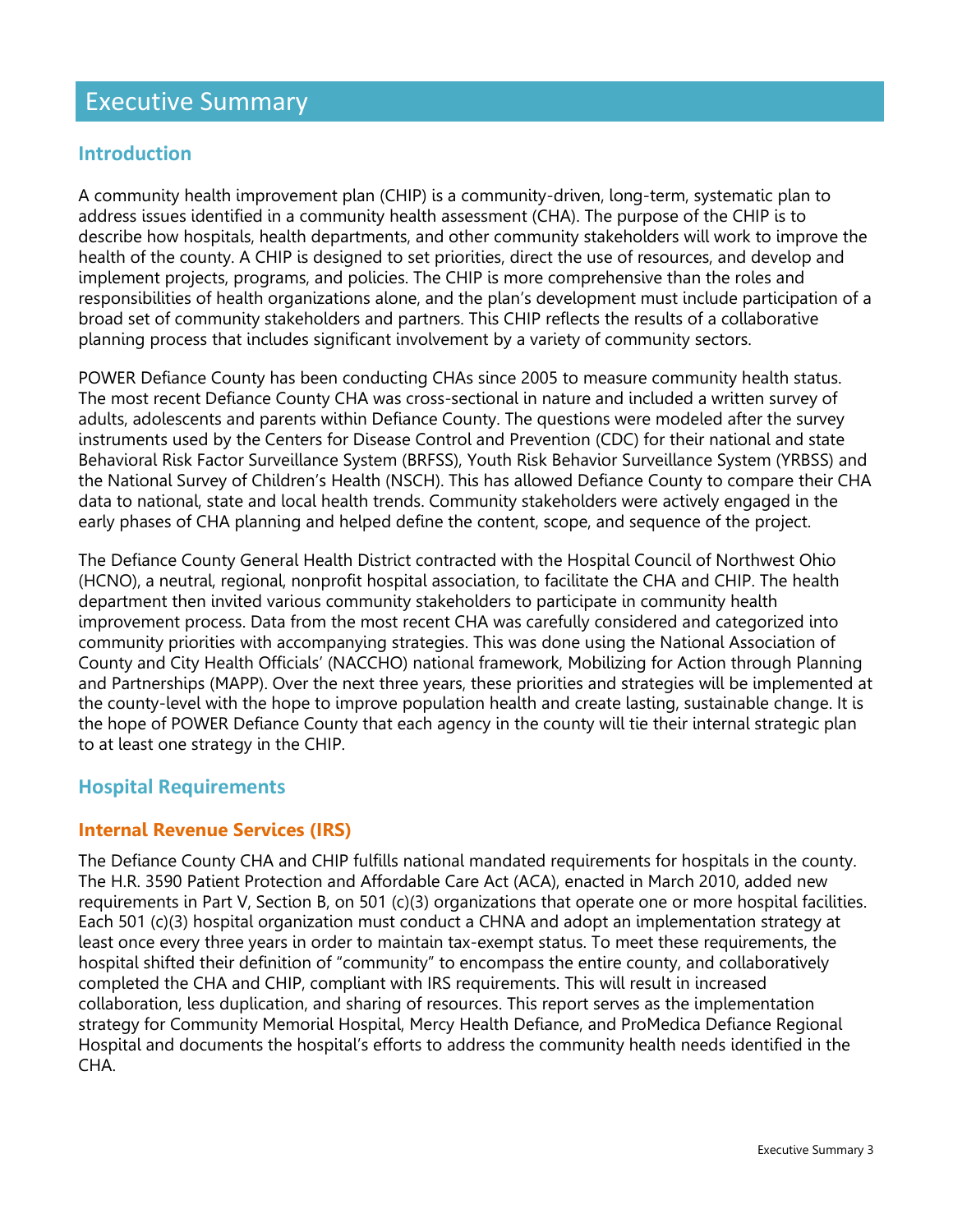# Executive Summary

## Introduction

A community health improvement plan (CHIP) is a community-driven, long-term, systematic plan to address issues identified in a community health assessment (CHA). The purpose of the CHIP is to describe how hospitals, health departments, and other community stakeholders will work to improve the health of the county. A CHIP is designed to set priorities, direct the use of resources, and develop and implement projects, programs, and policies. The CHIP is more comprehensive than the roles and responsibilities of health organizations alone, and the plan's development must include participation of a broad set of community stakeholders and partners. This CHIP reflects the results of a collaborative planning process that includes significant involvement by a variety of community sectors.

POWER Defiance County has been conducting CHAs since 2005 to measure community health status. The most recent Defiance County CHA was cross-sectional in nature and included a written survey of adults, adolescents and parents within Defiance County. The questions were modeled after the survey instruments used by the Centers for Disease Control and Prevention (CDC) for their national and state Behavioral Risk Factor Surveillance System (BRFSS), Youth Risk Behavior Surveillance System (YRBSS) and the National Survey of Children's Health (NSCH). This has allowed Defiance County to compare their CHA data to national, state and local health trends. Community stakeholders were actively engaged in the early phases of CHA planning and helped define the content, scope, and sequence of the project.

The Defiance County General Health District contracted with the Hospital Council of Northwest Ohio (HCNO), a neutral, regional, nonprofit hospital association, to facilitate the CHA and CHIP. The health department then invited various community stakeholders to participate in community health improvement process. Data from the most recent CHA was carefully considered and categorized into community priorities with accompanying strategies. This was done using the National Association of County and City Health Officials' (NACCHO) national framework, Mobilizing for Action through Planning and Partnerships (MAPP). Over the next three years, these priorities and strategies will be implemented at the county-level with the hope to improve population health and create lasting, sustainable change. It is the hope of POWER Defiance County that each agency in the county will tie their internal strategic plan to at least one strategy in the CHIP.

## Hospital Requirements

### Internal Revenue Services (IRS)

The Defiance County CHA and CHIP fulfills national mandated requirements for hospitals in the county. The H.R. 3590 Patient Protection and Affordable Care Act (ACA), enacted in March 2010, added new requirements in Part V, Section B, on 501 (c)(3) organizations that operate one or more hospital facilities. Each 501 (c)(3) hospital organization must conduct a CHNA and adopt an implementation strategy at least once every three years in order to maintain tax-exempt status. To meet these requirements, the hospital shifted their definition of "community" to encompass the entire county, and collaboratively completed the CHA and CHIP, compliant with IRS requirements. This will result in increased collaboration, less duplication, and sharing of resources. This report serves as the implementation strategy for Community Memorial Hospital, Mercy Health Defiance, and ProMedica Defiance Regional Hospital and documents the hospital's efforts to address the community health needs identified in the CHA.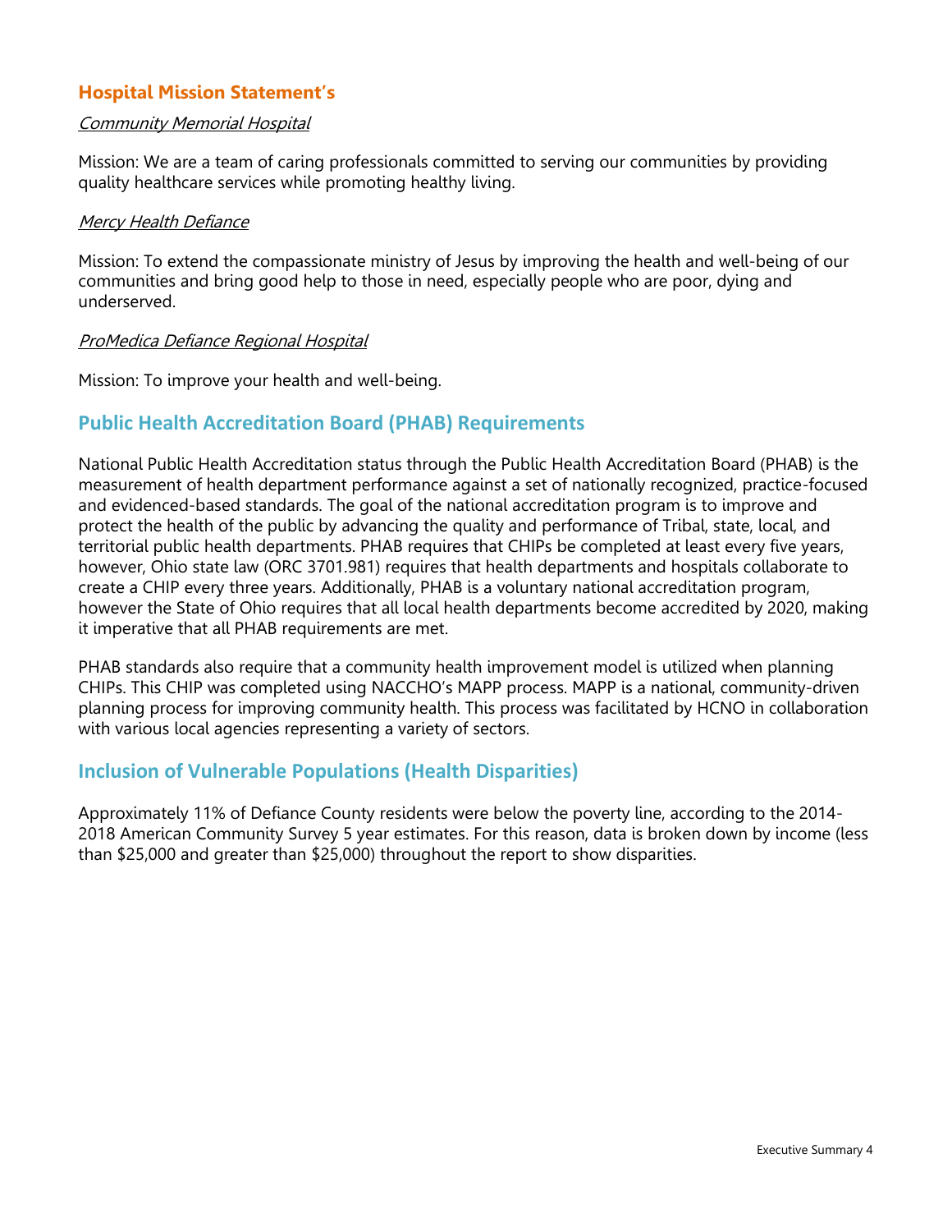## Hospital Mission Statement's

*Community Memorial Hospital*

Mission: We are a team of caring professionals committed to serving our communities by providing quality healthcare services while promoting healthy living.

*Mercy Health Defiance*

Mission: To extend the compassionate ministry of Jesus by improving the health and well-being of our communities and bring good help to those in need, especially people who are poor, dying and underserved.

*ProMedica Defiance Regional Hospital*

Mission: To improve your health and well-being.

## Public Health Accreditation Board (PHAB) Requirements

National Public Health Accreditation status through the Public Health Accreditation Board (PHAB) is the measurement of health department performance against a set of nationally recognized, practice-focused and evidenced-based standards. The goal of the national accreditation program is to improve and protect the health of the public by advancing the quality and performance of Tribal, state, local, and territorial public health departments. PHAB requires that CHIPs be completed at least every five years, however, Ohio state law (ORC 3701.981) requires that health departments and hospitals collaborate to create a CHIP every three years. Additionally, PHAB is a voluntary national accreditation program, however the State of Ohio requires that all local health departments become accredited by 2020, making it imperative that all PHAB requirements are met.

PHAB standards also require that a community health improvement model is utilized when planning CHIPs. This CHIP was completed using NACCHO's MAPP process. MAPP is a national, community-driven planning process for improving community health. This process was facilitated by HCNO in collaboration with various local agencies representing a variety of sectors.

## Inclusion of Vulnerable Populations (Health Disparities)

Approximately 11% of Defiance County residents were below the poverty line, according to the 2014-2018 American Community Survey 5 year estimates. For this reason, data is broken down by income (less than $25,000 and greater than $25,000) throughout the report to show disparities.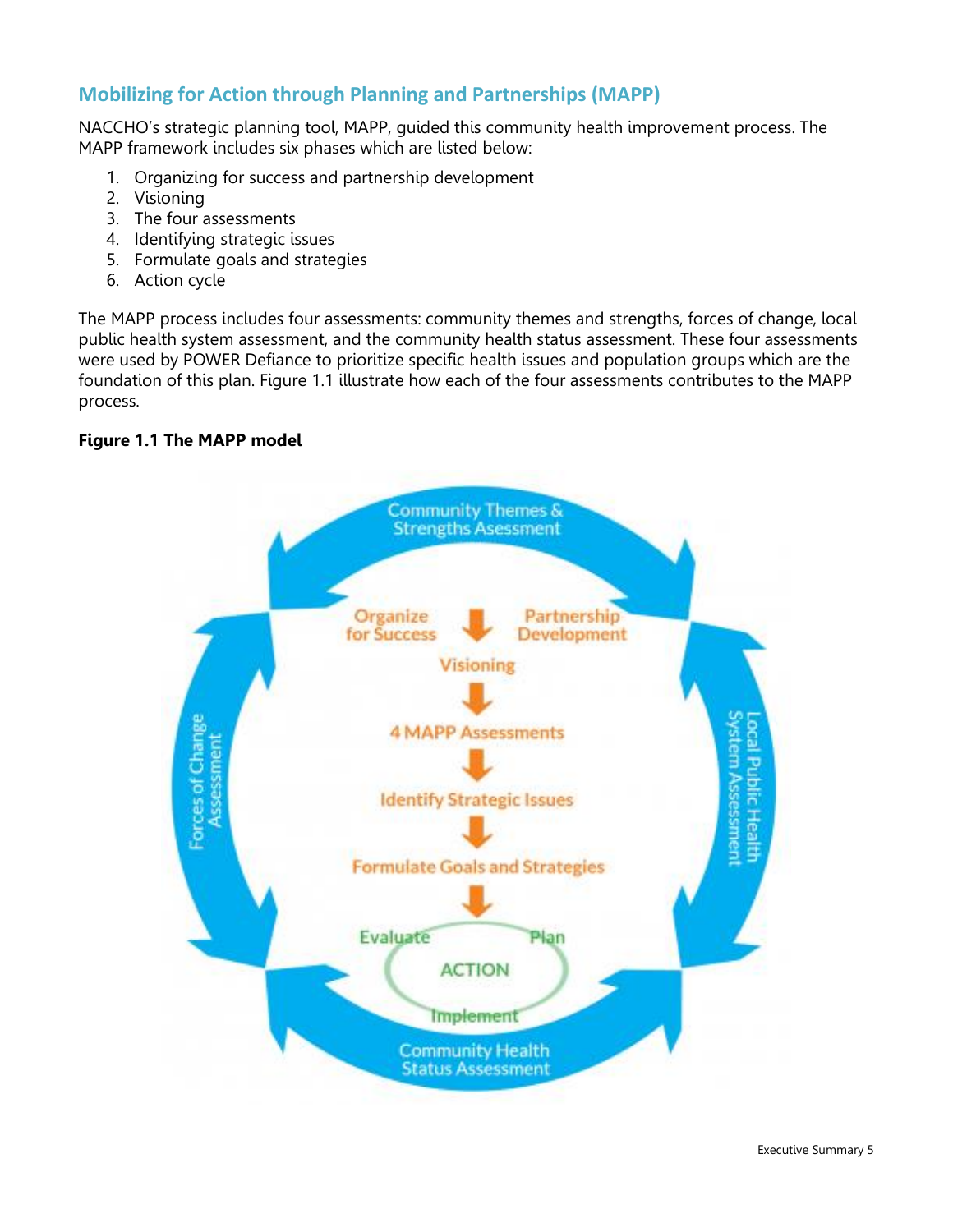## Mobilizing for Action through Planning and Partnerships (MAPP)

NACCHO's strategic planning tool, MAPP, guided this community health improvement process. The MAPP framework includes six phases which are listed below:

1. Organizing for success and partnership development
2. Visioning
3. The four assessments
4. Identifying strategic issues
5. Formulate goals and strategies
6. Action cycle

The MAPP process includes four assessments: community themes and strengths, forces of change, local public health system assessment, and the community health status assessment. These four assessments were used by POWER Defiance to prioritize specific health issues and population groups which are the foundation of this plan. Figure 1.1 illustrate how each of the four assessments contributes to the MAPP process.

**Figure 1.1 The MAPP model**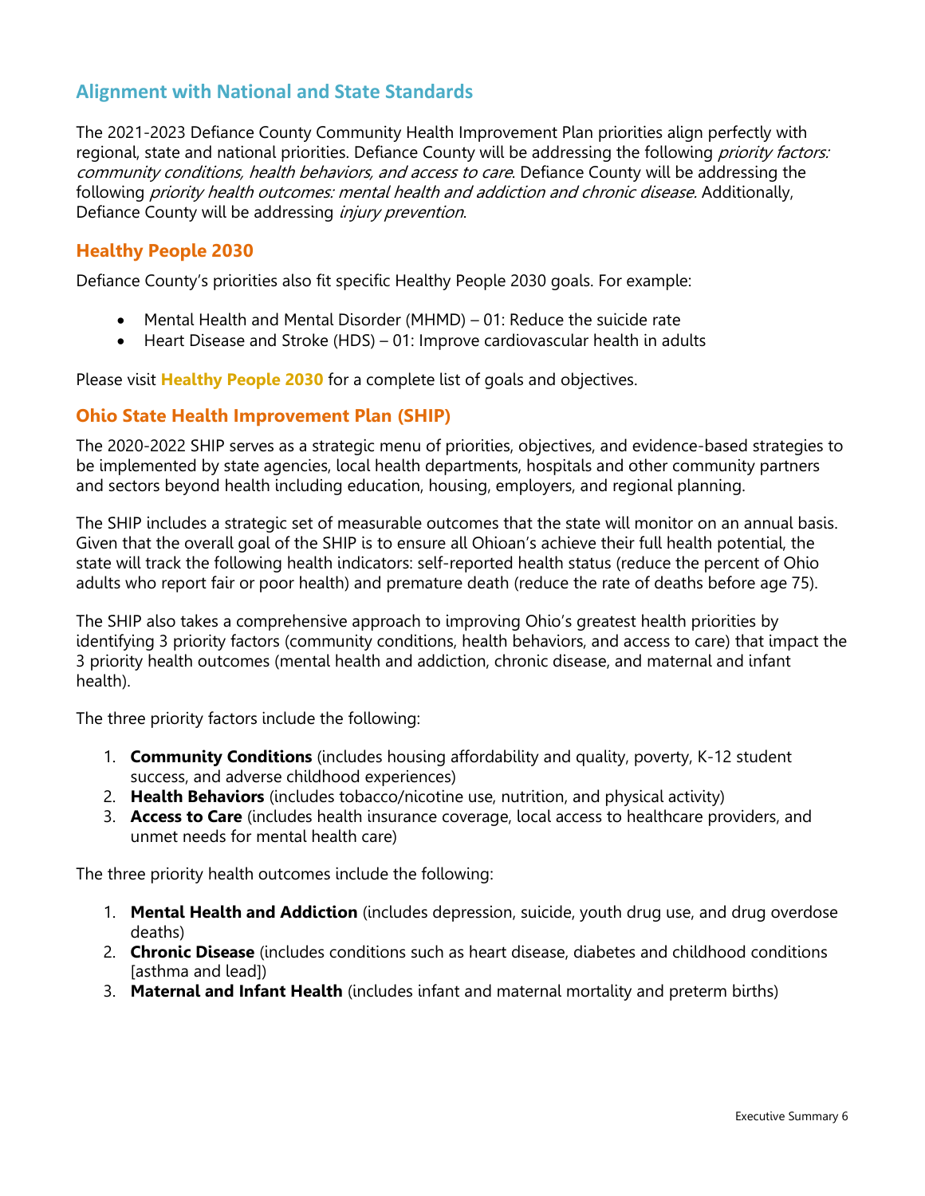## Alignment with National and State Standards

The 2021-2023 Defiance County Community Health Improvement Plan priorities align perfectly with regional, state and national priorities. Defiance County will be addressing the following *priority factors: community conditions, health behaviors, and access to care*. Defiance County will be addressing the following *priority health outcomes: mental health and addiction and chronic disease.* Additionally, Defiance County will be addressing *injury prevention*.

### Healthy People 2030

Defiance County's priorities also fit specific Healthy People 2030 goals. For example:

- Mental Health and Mental Disorder (MHMD) – 01: Reduce the suicide rate
- Heart Disease and Stroke (HDS) – 01: Improve cardiovascular health in adults

Please visit **Healthy People 2030** for a complete list of goals and objectives.

### Ohio State Health Improvement Plan (SHIP)

The 2020-2022 SHIP serves as a strategic menu of priorities, objectives, and evidence-based strategies to be implemented by state agencies, local health departments, hospitals and other community partners and sectors beyond health including education, housing, employers, and regional planning.

The SHIP includes a strategic set of measurable outcomes that the state will monitor on an annual basis. Given that the overall goal of the SHIP is to ensure all Ohioan's achieve their full health potential, the state will track the following health indicators: self-reported health status (reduce the percent of Ohio adults who report fair or poor health) and premature death (reduce the rate of deaths before age 75).

The SHIP also takes a comprehensive approach to improving Ohio's greatest health priorities by identifying 3 priority factors (community conditions, health behaviors, and access to care) that impact the 3 priority health outcomes (mental health and addiction, chronic disease, and maternal and infant health).

The three priority factors include the following:

1. **Community Conditions** (includes housing affordability and quality, poverty, K-12 student success, and adverse childhood experiences)
2. **Health Behaviors** (includes tobacco/nicotine use, nutrition, and physical activity)
3. **Access to Care** (includes health insurance coverage, local access to healthcare providers, and unmet needs for mental health care)

The three priority health outcomes include the following:

1. **Mental Health and Addiction** (includes depression, suicide, youth drug use, and drug overdose deaths)
2. **Chronic Disease** (includes conditions such as heart disease, diabetes and childhood conditions [asthma and lead])
3. **Maternal and Infant Health** (includes infant and maternal mortality and preterm births)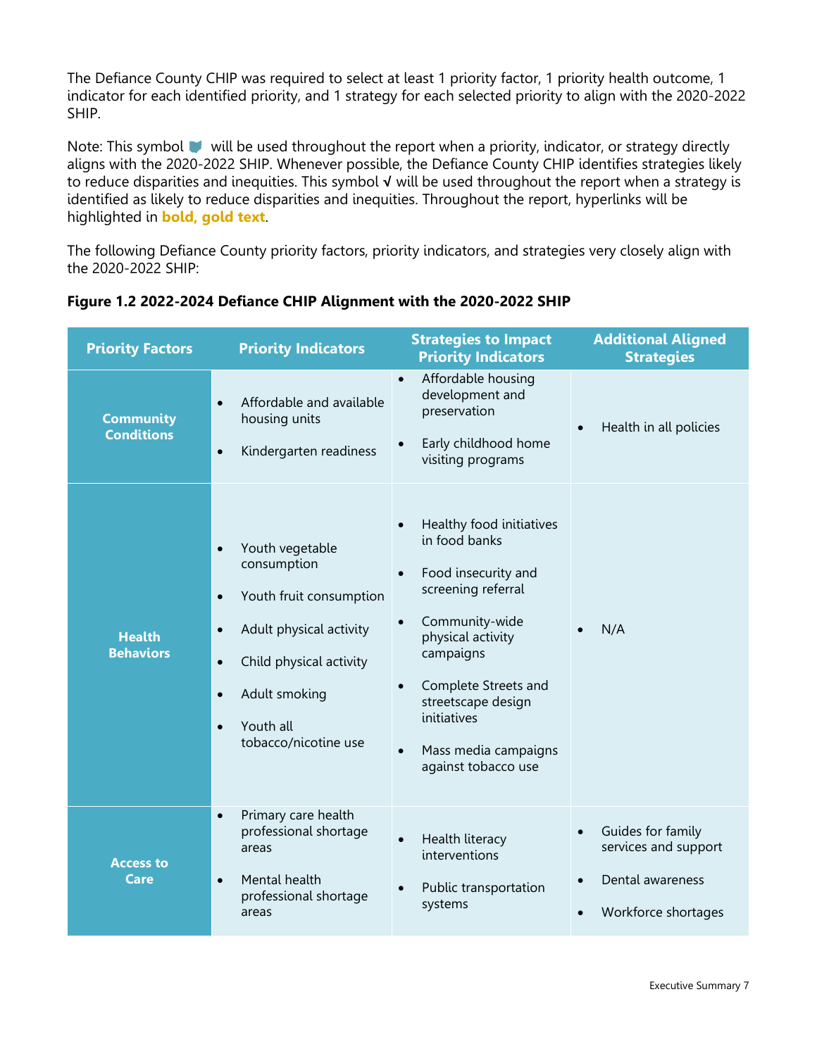The Defiance County CHIP was required to select at least 1 priority factor, 1 priority health outcome, 1 indicator for each identified priority, and 1 strategy for each selected priority to align with the 2020-2022 SHIP.

Note: This symbol will be used throughout the report when a priority, indicator, or strategy directly aligns with the 2020-2022 SHIP. Whenever possible, the Defiance County CHIP identifies strategies likely to reduce disparities and inequities. This symbol √ will be used throughout the report when a strategy is identified as likely to reduce disparities and inequities. Throughout the report, hyperlinks will be highlighted in **bold, gold text**.

The following Defiance County priority factors, priority indicators, and strategies very closely align with the 2020-2022 SHIP:

**Figure 1.2 2022-2024 Defiance CHIP Alignment with the 2020-2022 SHIP**

| Priority Factors | Priority Indicators | Strategies to Impact Priority Indicators | Additional Aligned Strategies |
|---|---|---|---|
| **Community Conditions** | • Affordable and available housing units<br>• Kindergarten readiness | • Affordable housing development and preservation<br>• Early childhood home visiting programs | • Health in all policies |
| **Health Behaviors** | • Youth vegetable consumption<br>• Youth fruit consumption<br>• Adult physical activity<br>• Child physical activity<br>• Adult smoking<br>• Youth all tobacco/nicotine use | • Healthy food initiatives in food banks<br>• Food insecurity and screening referral<br>• Community-wide physical activity campaigns<br>• Complete Streets and streetscape design initiatives<br>• Mass media campaigns against tobacco use | • N/A |
| **Access to Care** | • Primary care health professional shortage areas<br>• Mental health professional shortage areas | • Health literacy interventions<br>• Public transportation systems | • Guides for family services and support<br>• Dental awareness<br>• Workforce shortages |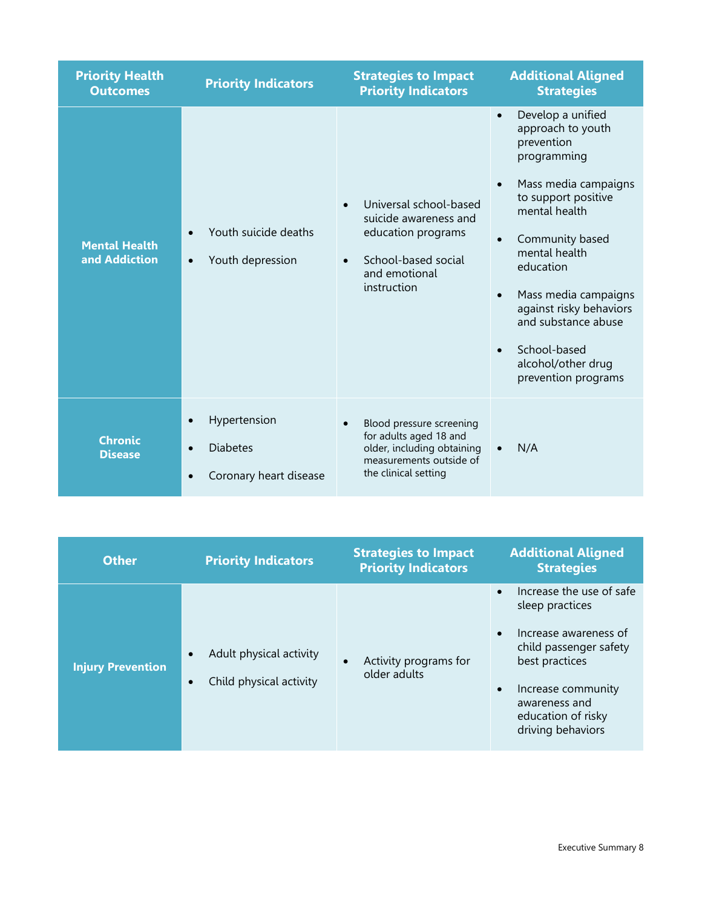| Priority Health Outcomes | Priority Indicators | Strategies to Impact Priority Indicators | Additional Aligned Strategies |
|---|---|---|---|
| **Mental Health and Addiction** | • Youth suicide deaths<br>• Youth depression | • Universal school-based suicide awareness and education programs<br>• School-based social and emotional instruction | • Develop a unified approach to youth prevention programming<br>• Mass media campaigns to support positive mental health<br>• Community based mental health education<br>• Mass media campaigns against risky behaviors and substance abuse<br>• School-based alcohol/other drug prevention programs |
| **Chronic Disease** | • Hypertension<br>• Diabetes<br>• Coronary heart disease | • Blood pressure screening for adults aged 18 and older, including obtaining measurements outside of the clinical setting | • N/A |

| Other | Priority Indicators | Strategies to Impact Priority Indicators | Additional Aligned Strategies |
|---|---|---|---|
| **Injury Prevention** | • Adult physical activity<br>• Child physical activity | • Activity programs for older adults | • Increase the use of safe sleep practices<br>• Increase awareness of child passenger safety best practices<br>• Increase community awareness and education of risky driving behaviors |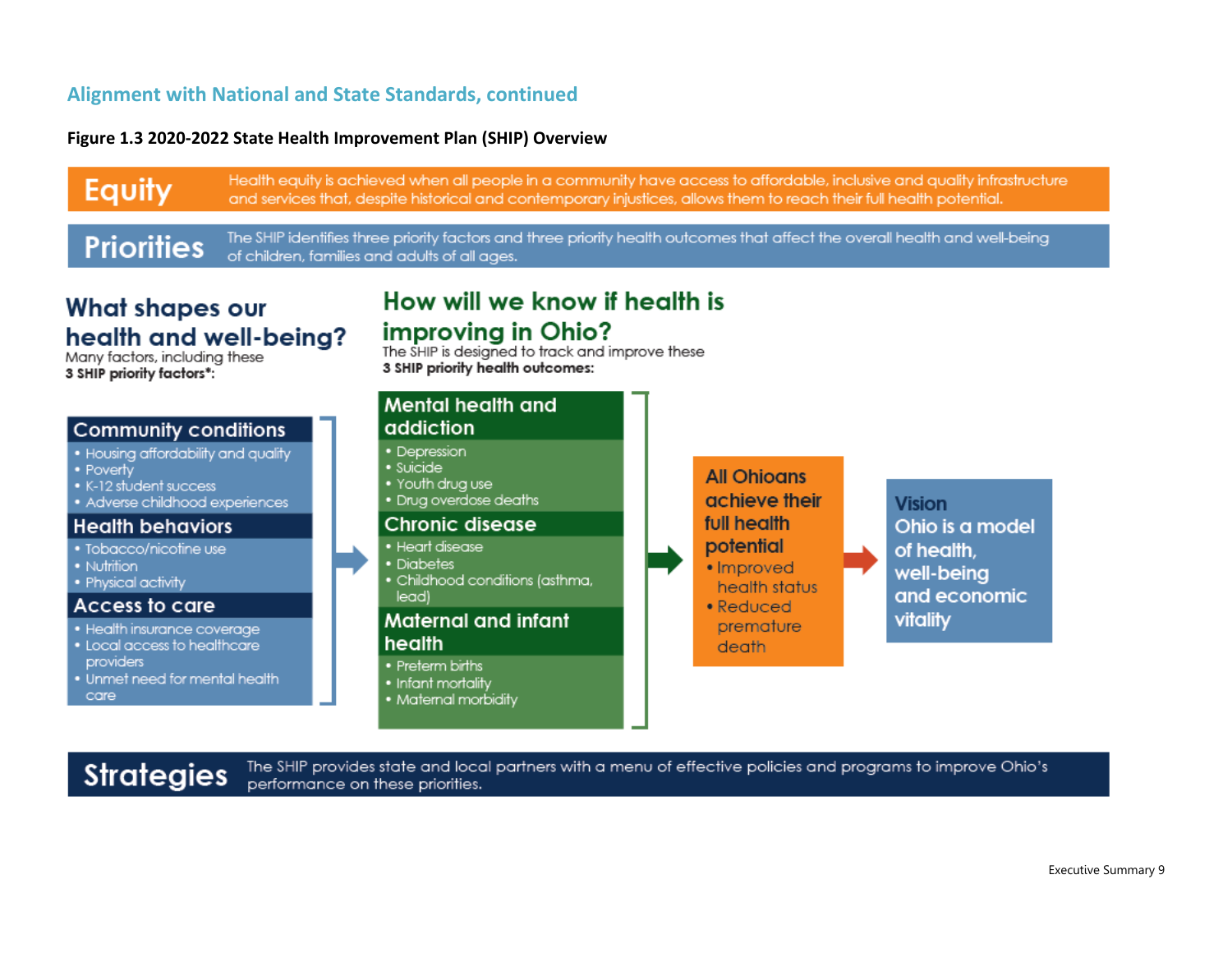## Alignment with National and State Standards, continued

**Figure 1.3 2020-2022 State Health Improvement Plan (SHIP) Overview**

**Equity** — Health equity is achieved when all people in a community have access to affordable, inclusive and quality infrastructure and services that, despite historical and contemporary injustices, allows them to reach their full health potential.

**Priorities** — The SHIP identifies three priority factors and three priority health outcomes that affect the overall health and well-being of children, families and adults of all ages.

### What shapes our health and well-being?

Many factors, including these **3 SHIP priority factors*:**

**Community conditions**

- Housing affordability and quality
- Poverty
- K-12 student success
- Adverse childhood experiences

**Health behaviors**

- Tobacco/nicotine use
- Nutrition
- Physical activity

**Access to care**

- Health insurance coverage
- Local access to healthcare providers
- Unmet need for mental health care

### How will we know if health is improving in Ohio?

The SHIP is designed to track and improve these **3 SHIP priority health outcomes:**

**Mental health and addiction**

- Depression
- Suicide
- Youth drug use
- Drug overdose deaths

**Chronic disease**

- Heart disease
- Diabetes
- Childhood conditions (asthma, lead)

**Maternal and infant health**

- Preterm births
- Infant mortality
- Maternal morbidity

**All Ohioans achieve their full health potential**

- Improved health status
- Reduced premature death

**Vision**
Ohio is a model of health, well-being and economic vitality

**Strategies** — The SHIP provides state and local partners with a menu of effective policies and programs to improve Ohio's performance on these priorities.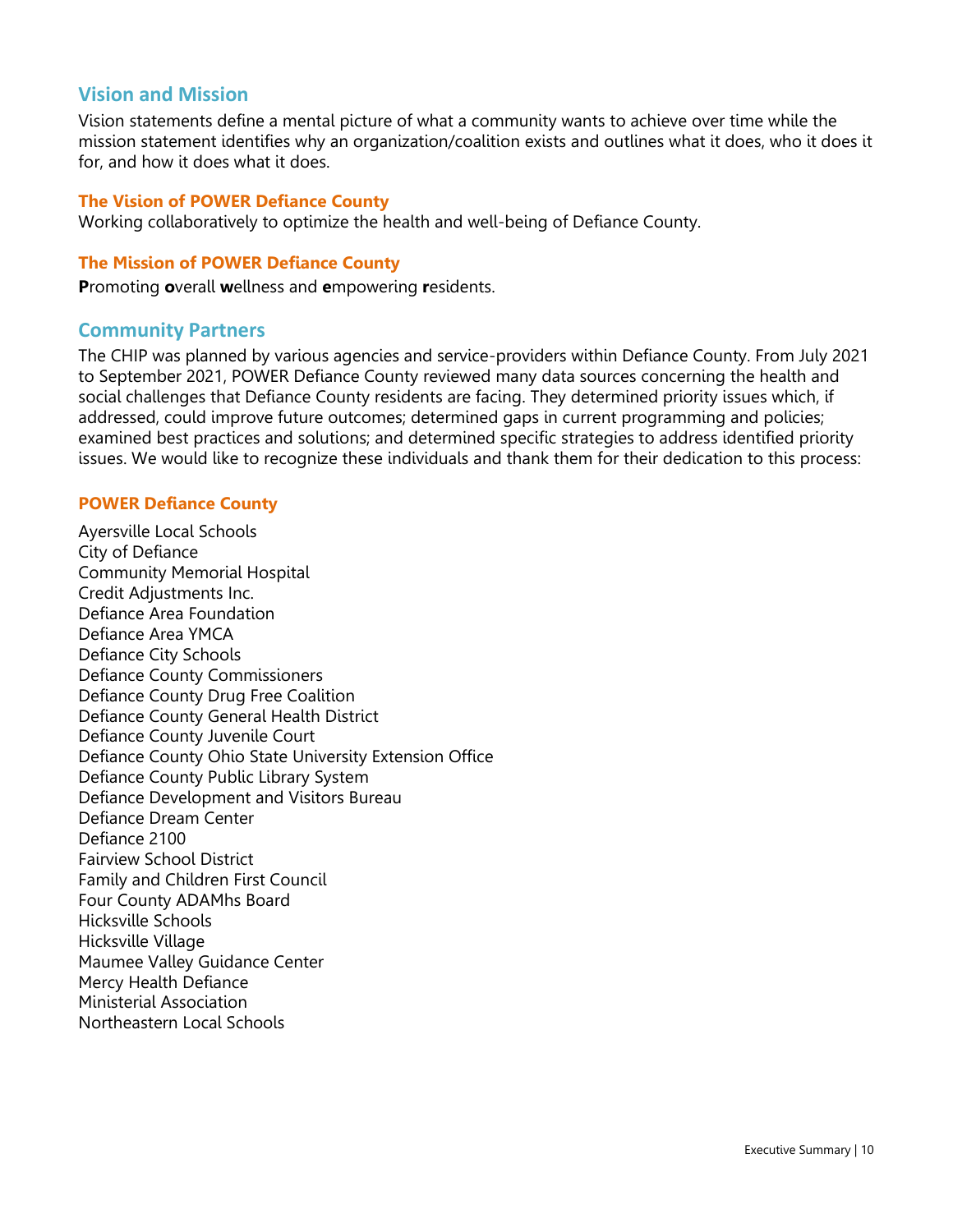## Vision and Mission

Vision statements define a mental picture of what a community wants to achieve over time while the mission statement identifies why an organization/coalition exists and outlines what it does, who it does it for, and how it does what it does.

### The Vision of POWER Defiance County

Working collaboratively to optimize the health and well-being of Defiance County.

### The Mission of POWER Defiance County

**P**romoting **o**verall **w**ellness and **e**mpowering **r**esidents.

## Community Partners

The CHIP was planned by various agencies and service-providers within Defiance County. From July 2021 to September 2021, POWER Defiance County reviewed many data sources concerning the health and social challenges that Defiance County residents are facing. They determined priority issues which, if addressed, could improve future outcomes; determined gaps in current programming and policies; examined best practices and solutions; and determined specific strategies to address identified priority issues. We would like to recognize these individuals and thank them for their dedication to this process:

### POWER Defiance County

Ayersville Local Schools
City of Defiance
Community Memorial Hospital
Credit Adjustments Inc.
Defiance Area Foundation
Defiance Area YMCA
Defiance City Schools
Defiance County Commissioners
Defiance County Drug Free Coalition
Defiance County General Health District
Defiance County Juvenile Court
Defiance County Ohio State University Extension Office
Defiance County Public Library System
Defiance Development and Visitors Bureau
Defiance Dream Center
Defiance 2100
Fairview School District
Family and Children First Council
Four County ADAMhs Board
Hicksville Schools
Hicksville Village
Maumee Valley Guidance Center
Mercy Health Defiance
Ministerial Association
Northeastern Local Schools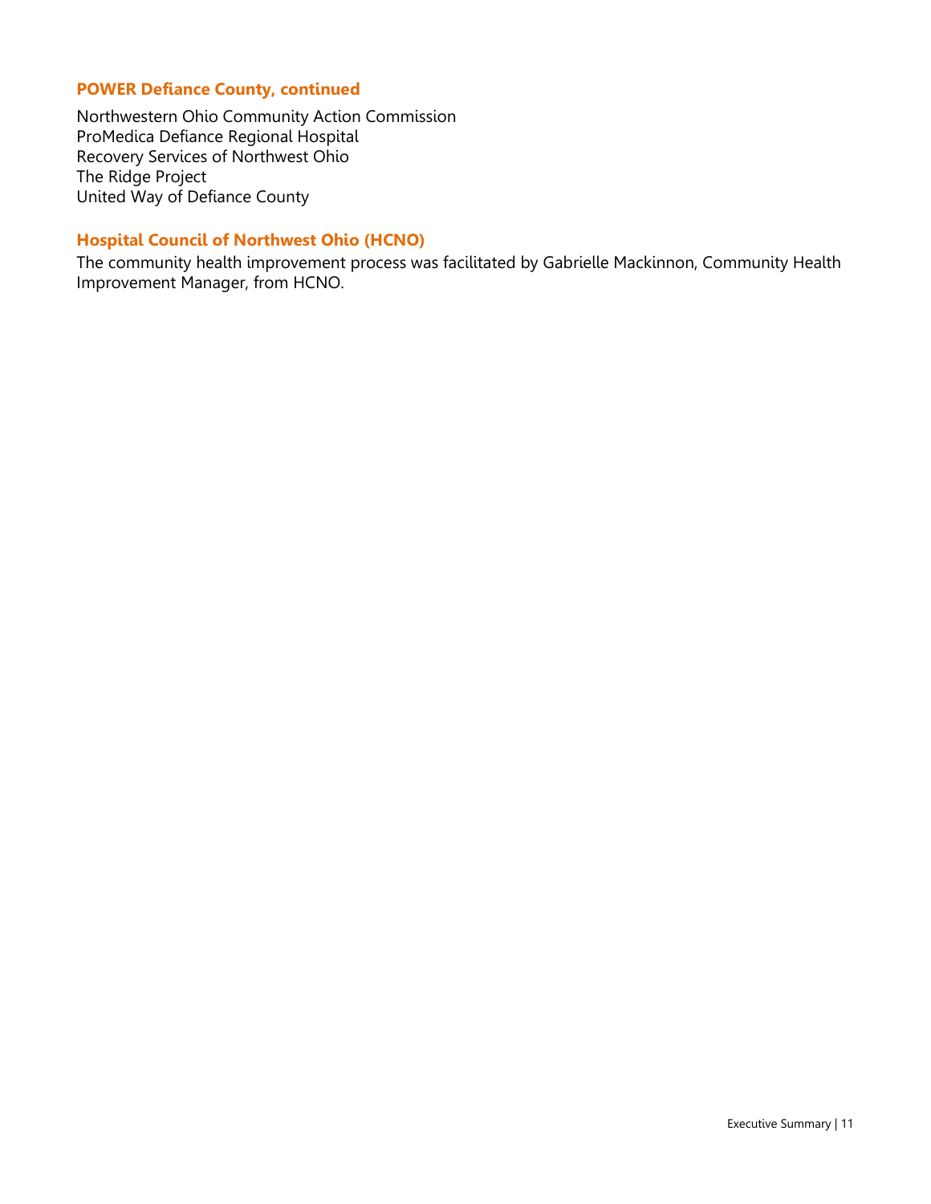### POWER Defiance County, continued

Northwestern Ohio Community Action Commission
ProMedica Defiance Regional Hospital
Recovery Services of Northwest Ohio
The Ridge Project
United Way of Defiance County

### Hospital Council of Northwest Ohio (HCNO)

The community health improvement process was facilitated by Gabrielle Mackinnon, Community Health Improvement Manager, from HCNO.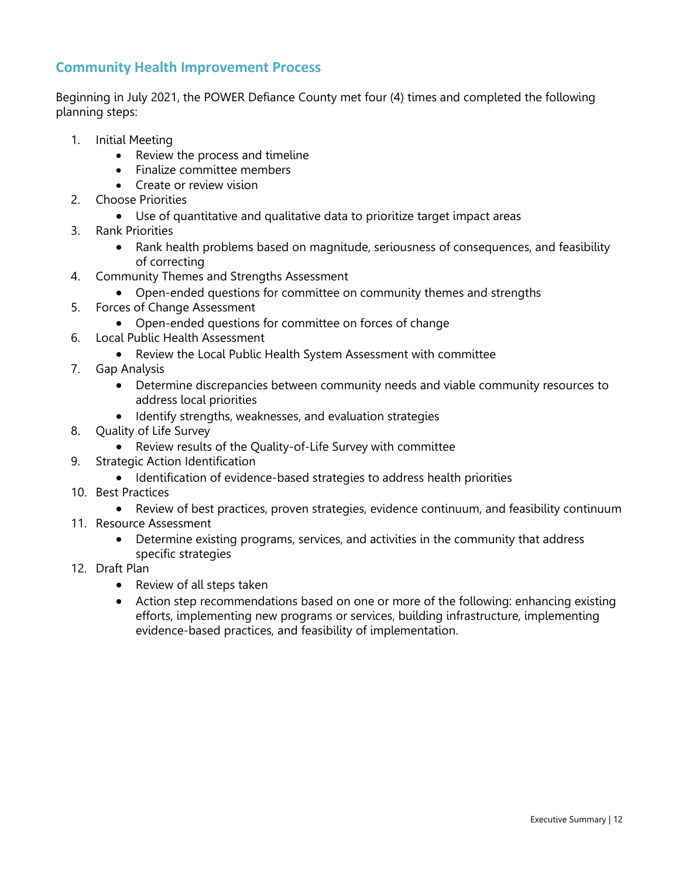## Community Health Improvement Process

Beginning in July 2021, the POWER Defiance County met four (4) times and completed the following planning steps:

1. Initial Meeting
    - Review the process and timeline
    - Finalize committee members
    - Create or review vision
2. Choose Priorities
    - Use of quantitative and qualitative data to prioritize target impact areas
3. Rank Priorities
    - Rank health problems based on magnitude, seriousness of consequences, and feasibility of correcting
4. Community Themes and Strengths Assessment
    - Open-ended questions for committee on community themes and strengths
5. Forces of Change Assessment
    - Open-ended questions for committee on forces of change
6. Local Public Health Assessment
    - Review the Local Public Health System Assessment with committee
7. Gap Analysis
    - Determine discrepancies between community needs and viable community resources to address local priorities
    - Identify strengths, weaknesses, and evaluation strategies
8. Quality of Life Survey
    - Review results of the Quality-of-Life Survey with committee
9. Strategic Action Identification
    - Identification of evidence-based strategies to address health priorities
10. Best Practices
    - Review of best practices, proven strategies, evidence continuum, and feasibility continuum
11. Resource Assessment
    - Determine existing programs, services, and activities in the community that address specific strategies
12. Draft Plan
    - Review of all steps taken
    - Action step recommendations based on one or more of the following: enhancing existing efforts, implementing new programs or services, building infrastructure, implementing evidence-based practices, and feasibility of implementation.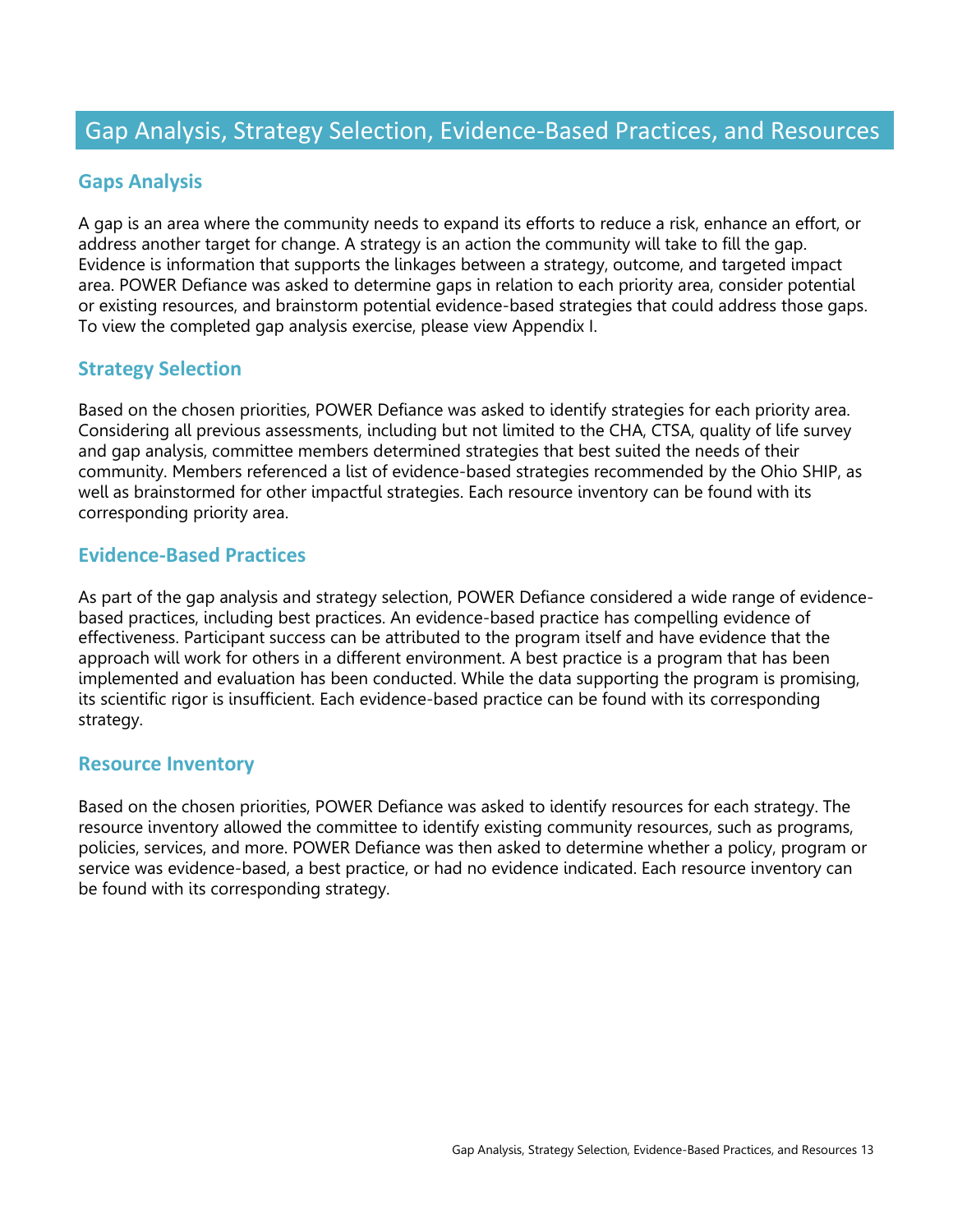# Gap Analysis, Strategy Selection, Evidence-Based Practices, and Resources

## Gaps Analysis

A gap is an area where the community needs to expand its efforts to reduce a risk, enhance an effort, or address another target for change. A strategy is an action the community will take to fill the gap. Evidence is information that supports the linkages between a strategy, outcome, and targeted impact area. POWER Defiance was asked to determine gaps in relation to each priority area, consider potential or existing resources, and brainstorm potential evidence-based strategies that could address those gaps. To view the completed gap analysis exercise, please view Appendix I.

## Strategy Selection

Based on the chosen priorities, POWER Defiance was asked to identify strategies for each priority area. Considering all previous assessments, including but not limited to the CHA, CTSA, quality of life survey and gap analysis, committee members determined strategies that best suited the needs of their community. Members referenced a list of evidence-based strategies recommended by the Ohio SHIP, as well as brainstormed for other impactful strategies. Each resource inventory can be found with its corresponding priority area.

## Evidence-Based Practices

As part of the gap analysis and strategy selection, POWER Defiance considered a wide range of evidence-based practices, including best practices. An evidence-based practice has compelling evidence of effectiveness. Participant success can be attributed to the program itself and have evidence that the approach will work for others in a different environment. A best practice is a program that has been implemented and evaluation has been conducted. While the data supporting the program is promising, its scientific rigor is insufficient. Each evidence-based practice can be found with its corresponding strategy.

## Resource Inventory

Based on the chosen priorities, POWER Defiance was asked to identify resources for each strategy. The resource inventory allowed the committee to identify existing community resources, such as programs, policies, services, and more. POWER Defiance was then asked to determine whether a policy, program or service was evidence-based, a best practice, or had no evidence indicated. Each resource inventory can be found with its corresponding strategy.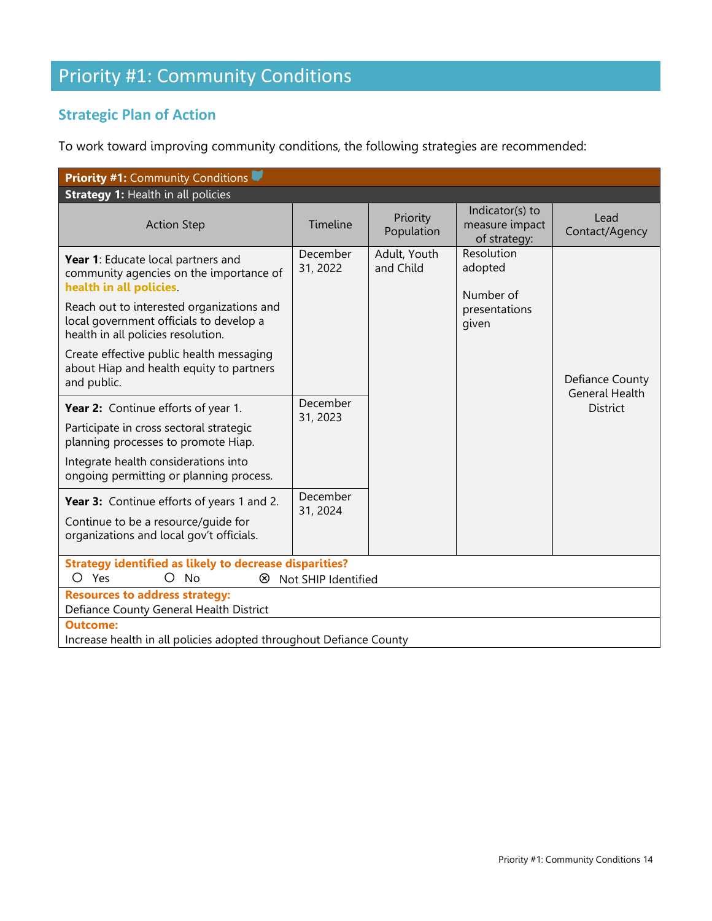# Priority #1: Community Conditions

## Strategic Plan of Action

To work toward improving community conditions, the following strategies are recommended:

| **Priority #1:** Community Conditions | | | | |
|---|---|---|---|---|
| **Strategy 1:** Health in all policies | | | | |
| Action Step | Timeline | Priority Population | Indicator(s) to measure impact of strategy: | Lead Contact/Agency |
| **Year 1**: Educate local partners and community agencies on the importance of **health in all policies**.<br><br>Reach out to interested organizations and local government officials to develop a health in all policies resolution.<br><br>Create effective public health messaging about Hiap and health equity to partners and public. | December 31, 2022 | Adult, Youth and Child | Resolution adopted<br><br>Number of presentations given | Defiance County General Health District |
| **Year 2:** Continue efforts of year 1.<br><br>Participate in cross sectoral strategic planning processes to promote Hiap.<br><br>Integrate health considerations into ongoing permitting or planning process. | December 31, 2023 | | | |
| **Year 3:** Continue efforts of years 1 and 2.<br><br>Continue to be a resource/guide for organizations and local gov't officials. | December 31, 2024 | | | |
| **Strategy identified as likely to decrease disparities?**<br>○ Yes ○ No ⊗ Not SHIP Identified | | | | |
| **Resources to address strategy:**<br>Defiance County General Health District | | | | |
| **Outcome:**<br>Increase health in all policies adopted throughout Defiance County | | | | |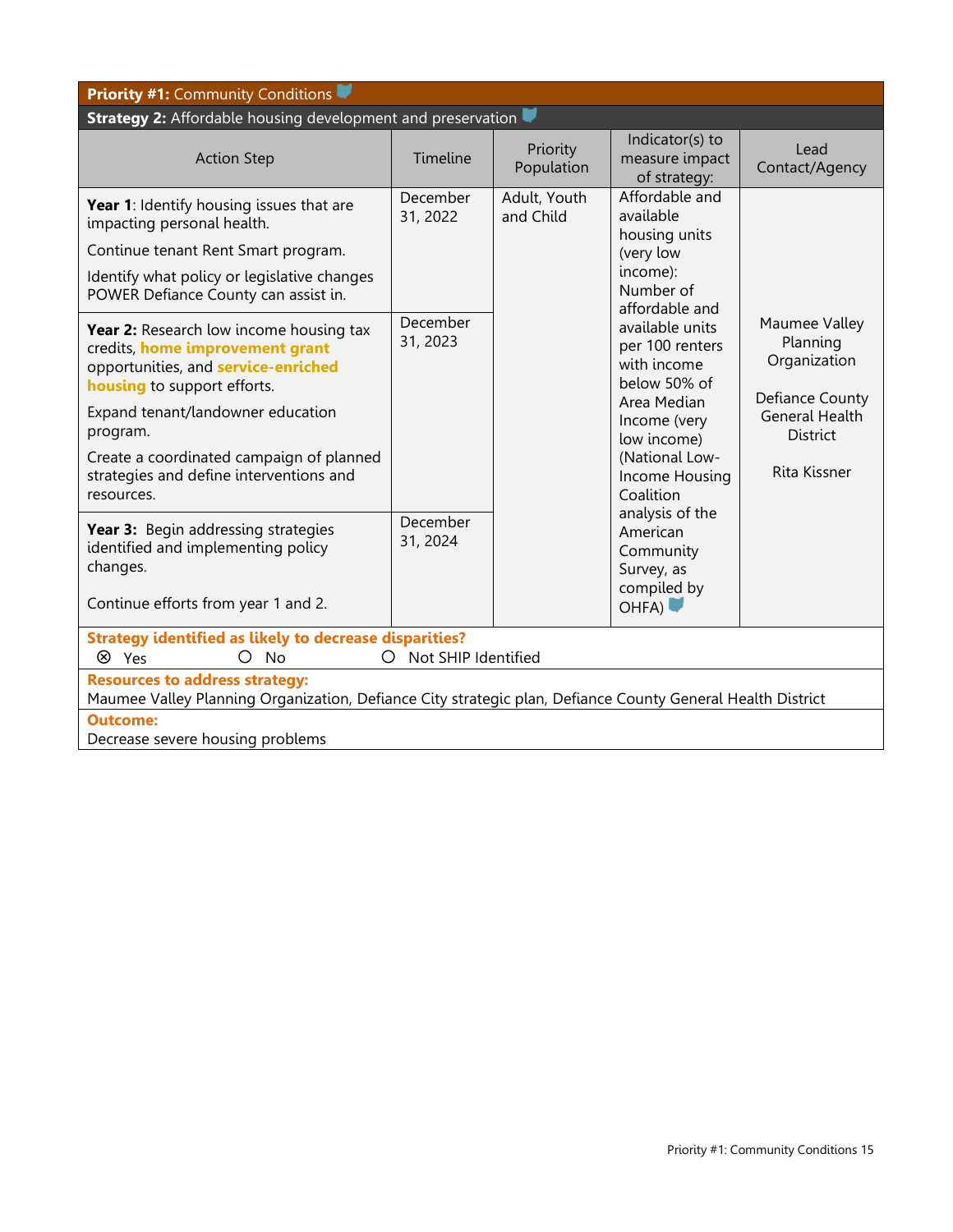## Priority #1: Community Conditions

### Strategy 2: Affordable housing development and preservation

| Action Step | Timeline | Priority Population | Indicator(s) to measure impact of strategy: | Lead Contact/Agency |
|---|---|---|---|---|
| **Year 1**: Identify housing issues that are impacting personal health.<br><br>Continue tenant Rent Smart program.<br><br>Identify what policy or legislative changes POWER Defiance County can assist in. | December 31, 2022 | Adult, Youth and Child | Affordable and available housing units (very low income): Number of affordable and available units per 100 renters with income below 50% of Area Median Income (very low income) (National Low-Income Housing Coalition analysis of the American Community Survey, as compiled by OHFA) | Maumee Valley Planning Organization<br><br>Defiance County General Health District<br><br>Rita Kissner |
| **Year 2:** Research low income housing tax credits, **home improvement grant** opportunities, and **service-enriched housing** to support efforts.<br><br>Expand tenant/landowner education program.<br><br>Create a coordinated campaign of planned strategies and define interventions and resources. | December 31, 2023 | | | |
| **Year 3:** Begin addressing strategies identified and implementing policy changes.<br><br>Continue efforts from year 1 and 2. | December 31, 2024 | | | |

**Strategy identified as likely to decrease disparities?**
⊗ Yes ○ No ○ Not SHIP Identified

**Resources to address strategy:**
Maumee Valley Planning Organization, Defiance City strategic plan, Defiance County General Health District

**Outcome:**
Decrease severe housing problems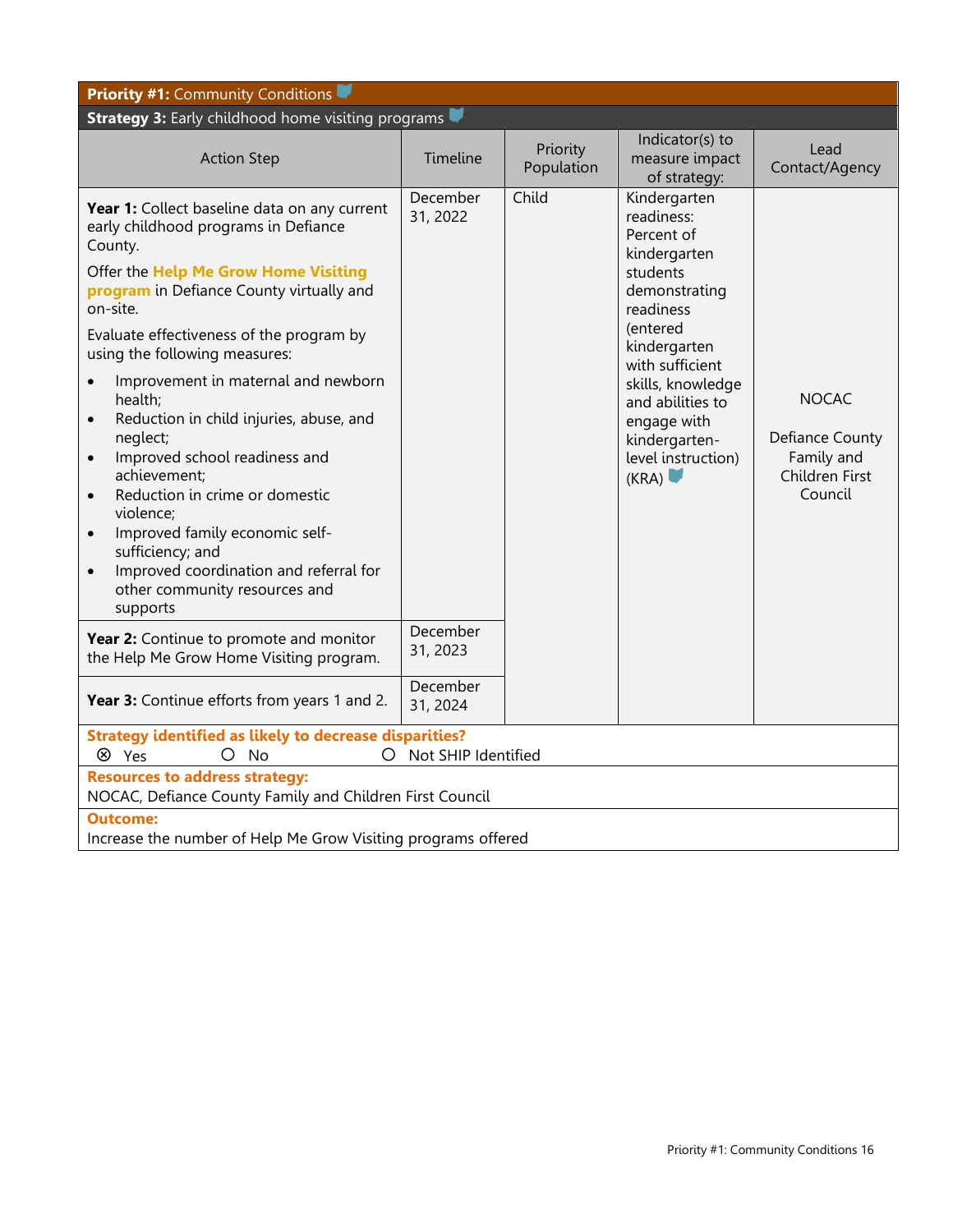**Priority #1:** Community Conditions

**Strategy 3:** Early childhood home visiting programs

| Action Step | Timeline | Priority Population | Indicator(s) to measure impact of strategy: | Lead Contact/Agency |
|---|---|---|---|---|
| **Year 1:** Collect baseline data on any current early childhood programs in Defiance County.<br><br>Offer the **Help Me Grow Home Visiting program** in Defiance County virtually and on-site.<br><br>Evaluate effectiveness of the program by using the following measures:<br>• Improvement in maternal and newborn health;<br>• Reduction in child injuries, abuse, and neglect;<br>• Improved school readiness and achievement;<br>• Reduction in crime or domestic violence;<br>• Improved family economic self-sufficiency; and<br>• Improved coordination and referral for other community resources and supports | December 31, 2022 | Child | Kindergarten readiness: Percent of kindergarten students demonstrating readiness (entered kindergarten with sufficient skills, knowledge and abilities to engage with kindergarten-level instruction) (KRA) | NOCAC<br><br>Defiance County Family and Children First Council |
| **Year 2:** Continue to promote and monitor the Help Me Grow Home Visiting program. | December 31, 2023 | | | |
| **Year 3:** Continue efforts from years 1 and 2. | December 31, 2024 | | | |

**Strategy identified as likely to decrease disparities?**
⊗ Yes ○ No ○ Not SHIP Identified

**Resources to address strategy:**
NOCAC, Defiance County Family and Children First Council

**Outcome:**
Increase the number of Help Me Grow Visiting programs offered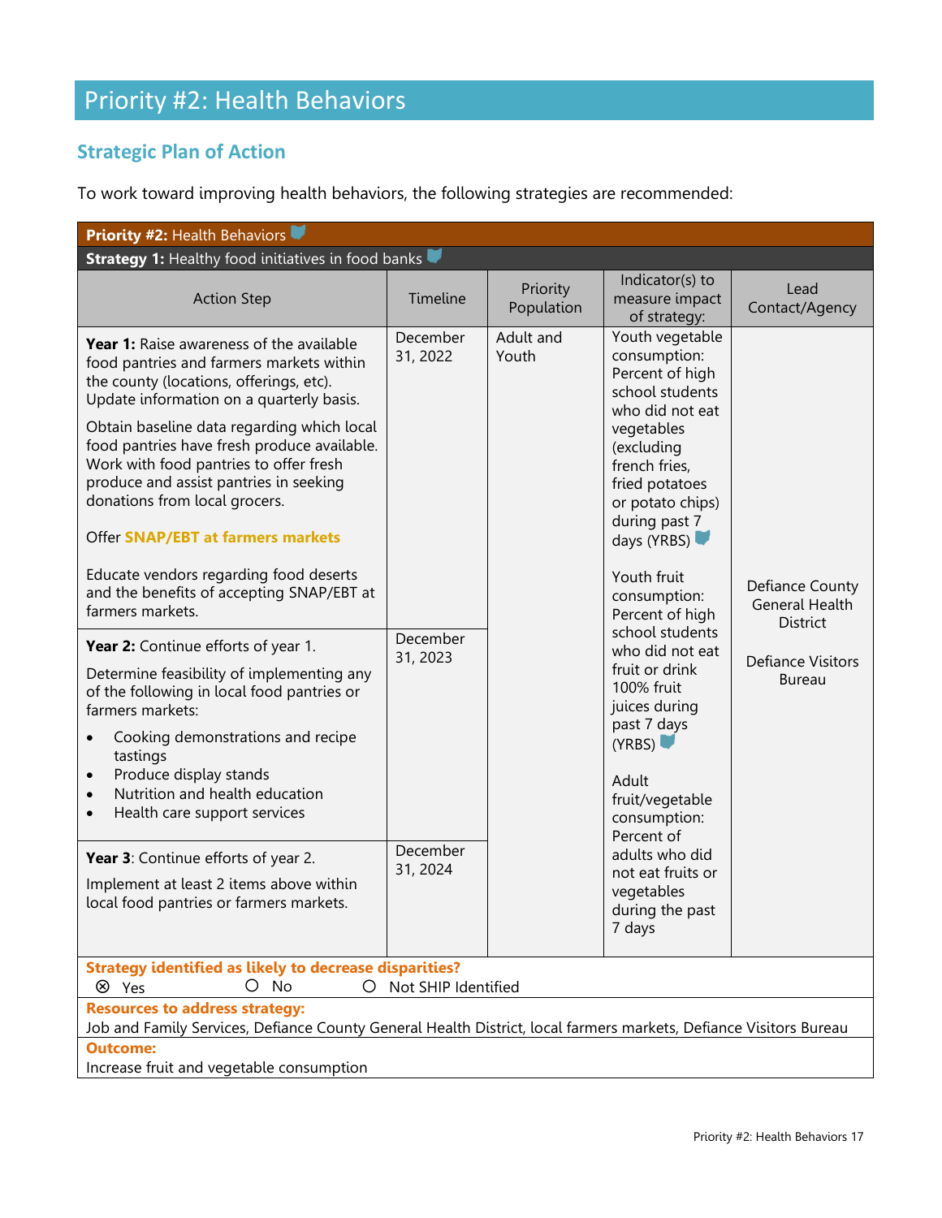# Priority #2: Health Behaviors

## Strategic Plan of Action

To work toward improving health behaviors, the following strategies are recommended:

**Priority #2:** Health Behaviors

**Strategy 1:** Healthy food initiatives in food banks

| Action Step | Timeline | Priority Population | Indicator(s) to measure impact of strategy: | Lead Contact/Agency |
|---|---|---|---|---|
| **Year 1:** Raise awareness of the available food pantries and farmers markets within the county (locations, offerings, etc). Update information on a quarterly basis.<br><br>Obtain baseline data regarding which local food pantries have fresh produce available. Work with food pantries to offer fresh produce and assist pantries in seeking donations from local grocers.<br><br>Offer **SNAP/EBT at farmers markets**<br><br>Educate vendors regarding food deserts and the benefits of accepting SNAP/EBT at farmers markets. | December 31, 2022 | Adult and Youth | Youth vegetable consumption: Percent of high school students who did not eat vegetables (excluding french fries, fried potatoes or potato chips) during past 7 days (YRBS)<br><br>Youth fruit consumption: Percent of high school students who did not eat fruit or drink 100% fruit juices during past 7 days (YRBS)<br><br>Adult fruit/vegetable consumption: Percent of adults who did not eat fruits or vegetables during the past 7 days | Defiance County General Health District<br><br>Defiance Visitors Bureau |
| **Year 2:** Continue efforts of year 1.<br><br>Determine feasibility of implementing any of the following in local food pantries or farmers markets:<br>• Cooking demonstrations and recipe tastings<br>• Produce display stands<br>• Nutrition and health education<br>• Health care support services | December 31, 2023 | | | |
| **Year 3**: Continue efforts of year 2.<br><br>Implement at least 2 items above within local food pantries or farmers markets. | December 31, 2024 | | | |

**Strategy identified as likely to decrease disparities?**
⊗ Yes   ○ No   ○ Not SHIP Identified

**Resources to address strategy:**
Job and Family Services, Defiance County General Health District, local farmers markets, Defiance Visitors Bureau

**Outcome:**
Increase fruit and vegetable consumption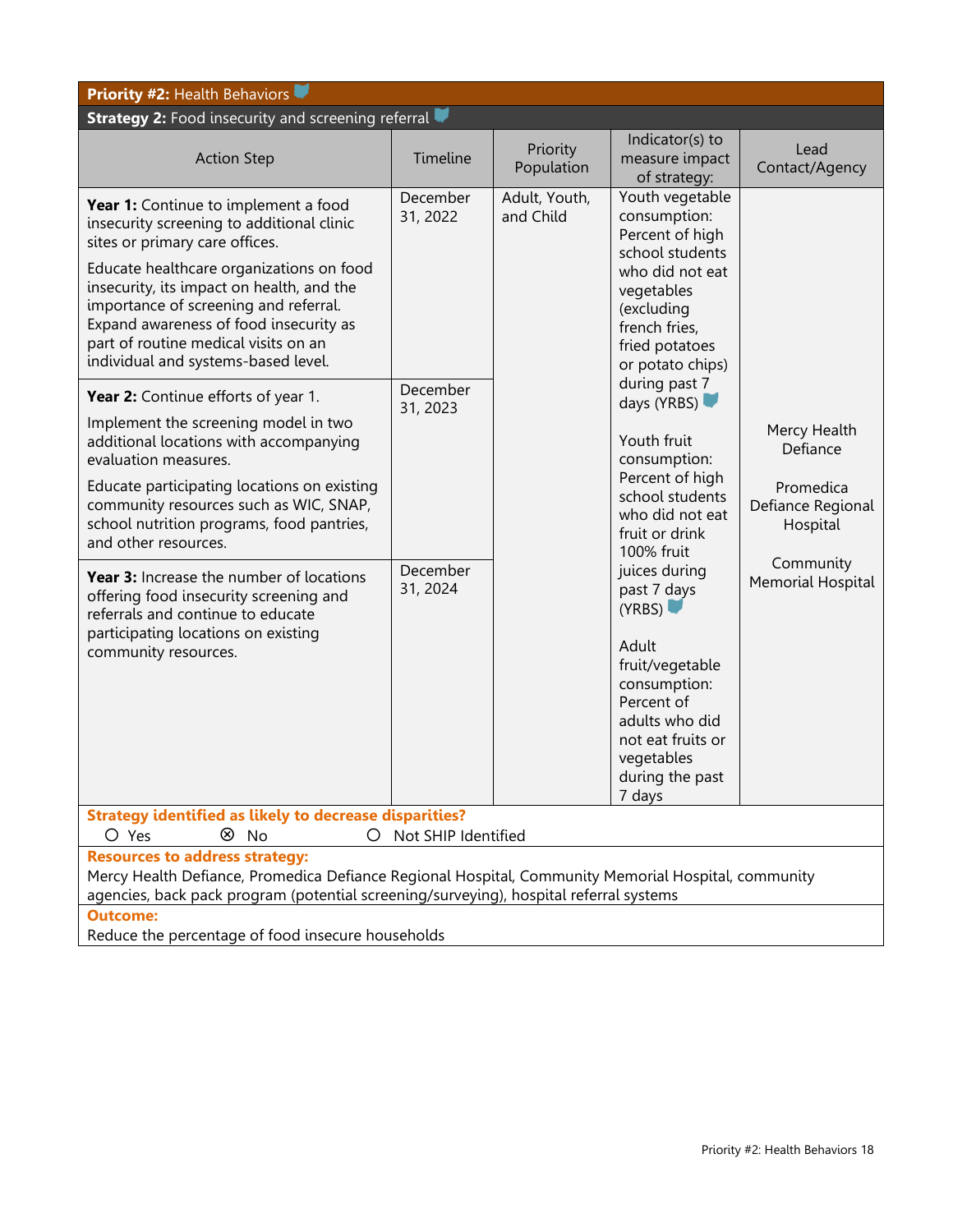**Priority #2:** Health Behaviors

**Strategy 2:** Food insecurity and screening referral

| Action Step | Timeline | Priority Population | Indicator(s) to measure impact of strategy: | Lead Contact/Agency |
|---|---|---|---|---|
| **Year 1:** Continue to implement a food insecurity screening to additional clinic sites or primary care offices.<br><br>Educate healthcare organizations on food insecurity, its impact on health, and the importance of screening and referral. Expand awareness of food insecurity as part of routine medical visits on an individual and systems-based level. | December 31, 2022 | Adult, Youth, and Child | Youth vegetable consumption: Percent of high school students who did not eat vegetables (excluding french fries, fried potatoes or potato chips) during past 7 days (YRBS)<br><br>Youth fruit consumption: Percent of high school students who did not eat fruit or drink 100% fruit juices during past 7 days (YRBS)<br><br>Adult fruit/vegetable consumption: Percent of adults who did not eat fruits or vegetables during the past 7 days | Mercy Health Defiance<br><br>Promedica Defiance Regional Hospital<br><br>Community Memorial Hospital |
| **Year 2:** Continue efforts of year 1.<br><br>Implement the screening model in two additional locations with accompanying evaluation measures.<br><br>Educate participating locations on existing community resources such as WIC, SNAP, school nutrition programs, food pantries, and other resources. | December 31, 2023 | | | |
| **Year 3:** Increase the number of locations offering food insecurity screening and referrals and continue to educate participating locations on existing community resources. | December 31, 2024 | | | |

**Strategy identified as likely to decrease disparities?**

○ Yes ⊗ No ○ Not SHIP Identified

**Resources to address strategy:**

Mercy Health Defiance, Promedica Defiance Regional Hospital, Community Memorial Hospital, community agencies, back pack program (potential screening/surveying), hospital referral systems

**Outcome:**

Reduce the percentage of food insecure households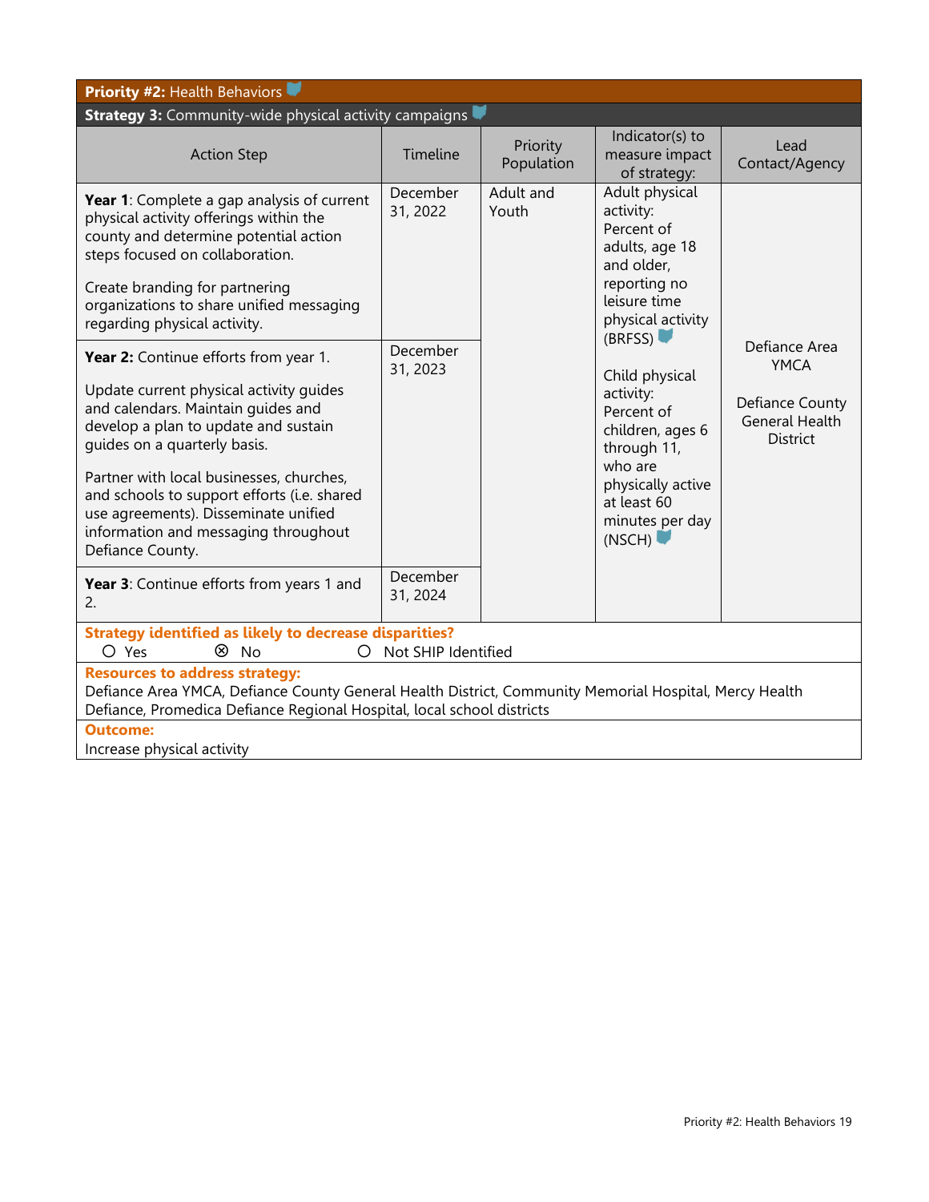**Priority #2:** Health Behaviors

**Strategy 3:** Community-wide physical activity campaigns

| Action Step | Timeline | Priority Population | Indicator(s) to measure impact of strategy: | Lead Contact/Agency |
|---|---|---|---|---|
| **Year 1**: Complete a gap analysis of current physical activity offerings within the county and determine potential action steps focused on collaboration.<br><br>Create branding for partnering organizations to share unified messaging regarding physical activity. | December 31, 2022 | Adult and Youth | Adult physical activity: Percent of adults, age 18 and older, reporting no leisure time physical activity (BRFSS)<br><br>Child physical activity: Percent of children, ages 6 through 11, who are physically active at least 60 minutes per day (NSCH) | Defiance Area YMCA<br><br>Defiance County General Health District |
| **Year 2:** Continue efforts from year 1.<br><br>Update current physical activity guides and calendars. Maintain guides and develop a plan to update and sustain guides on a quarterly basis.<br><br>Partner with local businesses, churches, and schools to support efforts (i.e. shared use agreements). Disseminate unified information and messaging throughout Defiance County. | December 31, 2023 | | | |
| **Year 3**: Continue efforts from years 1 and 2. | December 31, 2024 | | | |

**Strategy identified as likely to decrease disparities?**
○ Yes ⊗ No ○ Not SHIP Identified

**Resources to address strategy:**
Defiance Area YMCA, Defiance County General Health District, Community Memorial Hospital, Mercy Health Defiance, Promedica Defiance Regional Hospital, local school districts

**Outcome:**
Increase physical activity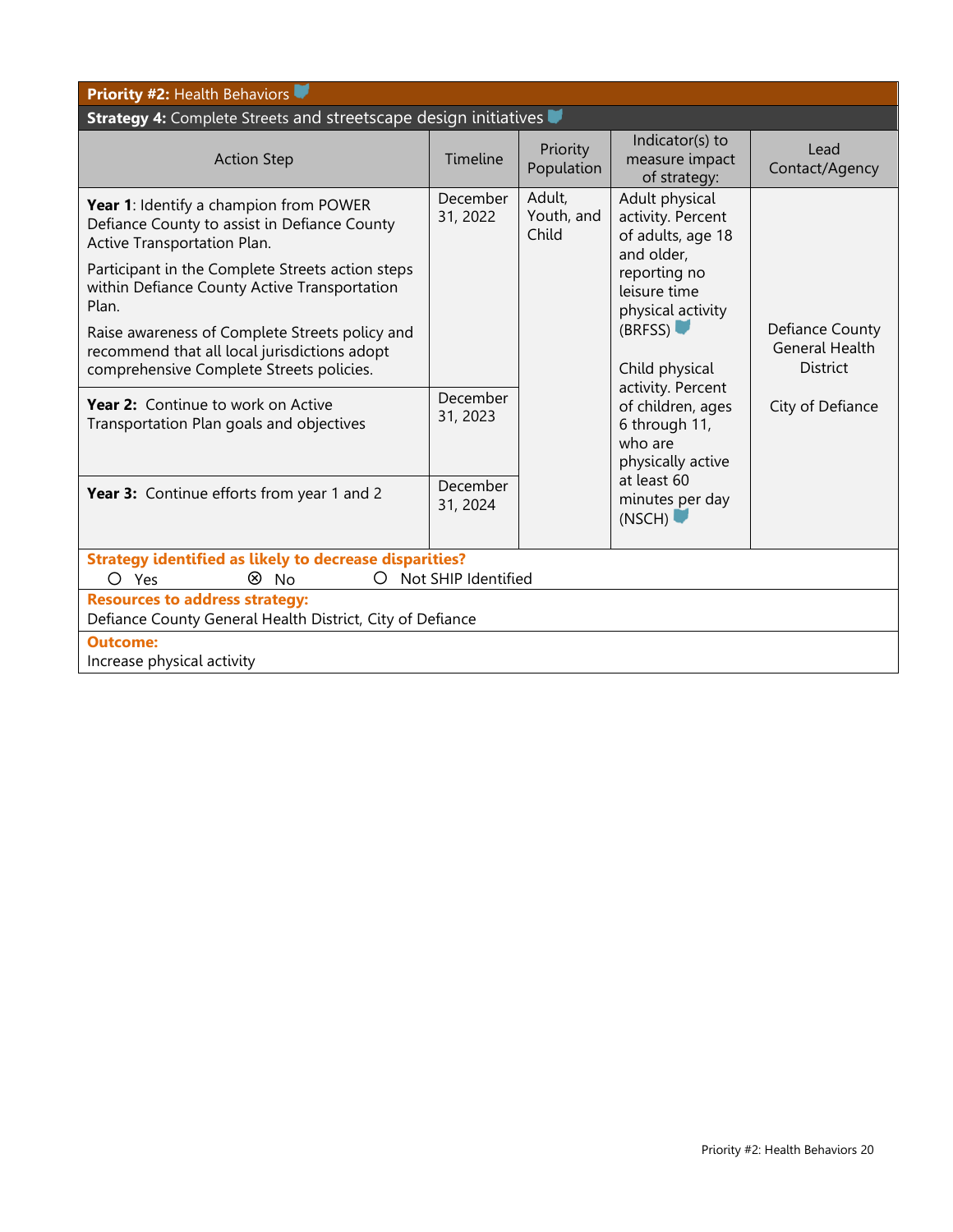**Priority #2:** Health Behaviors

**Strategy 4:** Complete Streets and streetscape design initiatives

| Action Step | Timeline | Priority Population | Indicator(s) to measure impact of strategy: | Lead Contact/Agency |
|---|---|---|---|---|
| **Year 1**: Identify a champion from POWER Defiance County to assist in Defiance County Active Transportation Plan.<br><br>Participant in the Complete Streets action steps within Defiance County Active Transportation Plan.<br><br>Raise awareness of Complete Streets policy and recommend that all local jurisdictions adopt comprehensive Complete Streets policies. | December 31, 2022 | Adult, Youth, and Child | Adult physical activity. Percent of adults, age 18 and older, reporting no leisure time physical activity (BRFSS)<br><br>Child physical activity. Percent of children, ages 6 through 11, who are physically active at least 60 minutes per day (NSCH) | Defiance County General Health District<br><br>City of Defiance |
| **Year 2:** Continue to work on Active Transportation Plan goals and objectives | December 31, 2023 | | | |
| **Year 3:** Continue efforts from year 1 and 2 | December 31, 2024 | | | |

**Strategy identified as likely to decrease disparities?**
○ Yes ⊗ No ○ Not SHIP Identified

**Resources to address strategy:**
Defiance County General Health District, City of Defiance

**Outcome:**
Increase physical activity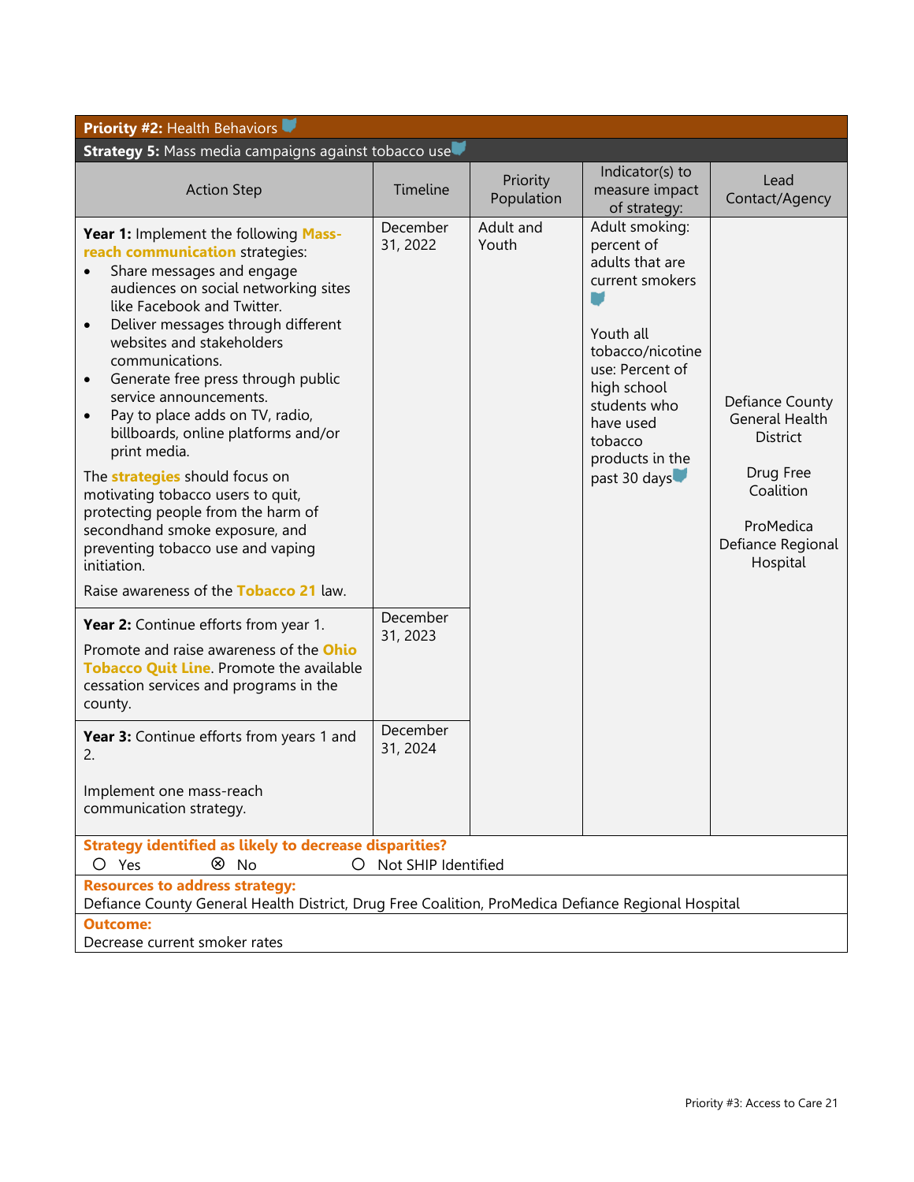**Priority #2:** Health Behaviors

**Strategy 5:** Mass media campaigns against tobacco use

| Action Step | Timeline | Priority Population | Indicator(s) to measure impact of strategy: | Lead Contact/Agency |
|---|---|---|---|---|
| **Year 1:** Implement the following **Mass-reach communication** strategies:<br>• Share messages and engage audiences on social networking sites like Facebook and Twitter.<br>• Deliver messages through different websites and stakeholders communications.<br>• Generate free press through public service announcements.<br>• Pay to place adds on TV, radio, billboards, online platforms and/or print media.<br><br>The **strategies** should focus on motivating tobacco users to quit, protecting people from the harm of secondhand smoke exposure, and preventing tobacco use and vaping initiation.<br><br>Raise awareness of the **Tobacco 21** law. | December 31, 2022 | Adult and Youth | Adult smoking: percent of adults that are current smokers<br><br>Youth all tobacco/nicotine use: Percent of high school students who have used tobacco products in the past 30 days | Defiance County General Health District<br><br>Drug Free Coalition<br><br>ProMedica Defiance Regional Hospital |
| **Year 2:** Continue efforts from year 1.<br><br>Promote and raise awareness of the **Ohio Tobacco Quit Line**. Promote the available cessation services and programs in the county. | December 31, 2023 | | | |
| **Year 3:** Continue efforts from years 1 and 2.<br><br>Implement one mass-reach communication strategy. | December 31, 2024 | | | |

**Strategy identified as likely to decrease disparities?**

○ Yes ⊗ No ○ Not SHIP Identified

**Resources to address strategy:**

Defiance County General Health District, Drug Free Coalition, ProMedica Defiance Regional Hospital

**Outcome:**

Decrease current smoker rates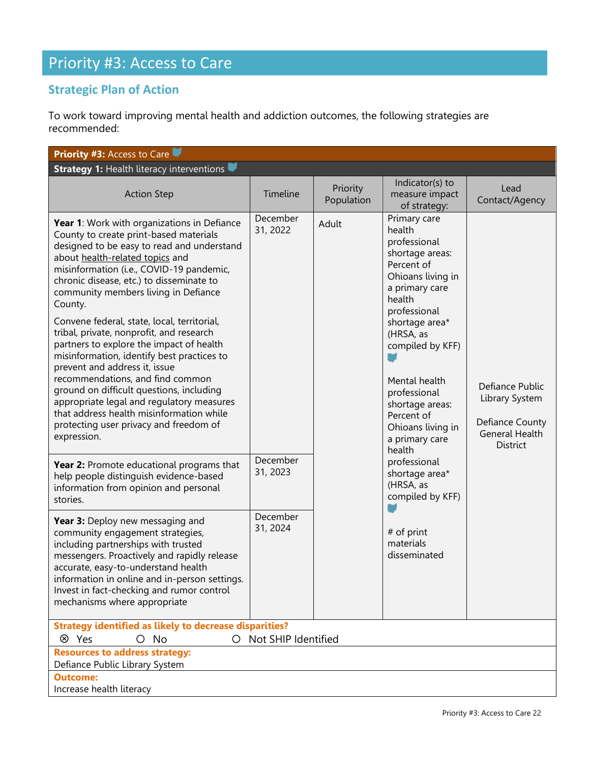# Priority #3: Access to Care

## Strategic Plan of Action

To work toward improving mental health and addiction outcomes, the following strategies are recommended:

**Priority #3:** Access to Care

**Strategy 1:** Health literacy interventions

| Action Step | Timeline | Priority Population | Indicator(s) to measure impact of strategy: | Lead Contact/Agency |
|---|---|---|---|---|
| **Year 1**: Work with organizations in Defiance County to create print-based materials designed to be easy to read and understand about health-related topics and misinformation (i.e., COVID-19 pandemic, chronic disease, etc.) to disseminate to community members living in Defiance County.<br><br>Convene federal, state, local, territorial, tribal, private, nonprofit, and research partners to explore the impact of health misinformation, identify best practices to prevent and address it, issue recommendations, and find common ground on difficult questions, including appropriate legal and regulatory measures that address health misinformation while protecting user privacy and freedom of expression. | December 31, 2022 | Adult | Primary care health professional shortage areas: Percent of Ohioans living in a primary care health professional shortage area* (HRSA, as compiled by KFF)<br><br>Mental health professional shortage areas: Percent of Ohioans living in a primary care health professional shortage area* (HRSA, as compiled by KFF)<br><br># of print materials disseminated | Defiance Public Library System<br><br>Defiance County General Health District |
| **Year 2:** Promote educational programs that help people distinguish evidence-based information from opinion and personal stories. | December 31, 2023 | | | |
| **Year 3:** Deploy new messaging and community engagement strategies, including partnerships with trusted messengers. Proactively and rapidly release accurate, easy-to-understand health information in online and in-person settings. Invest in fact-checking and rumor control mechanisms where appropriate | December 31, 2024 | | | |

**Strategy identified as likely to decrease disparities?**

⊗ Yes ○ No ○ Not SHIP Identified

**Resources to address strategy:**
Defiance Public Library System

**Outcome:**
Increase health literacy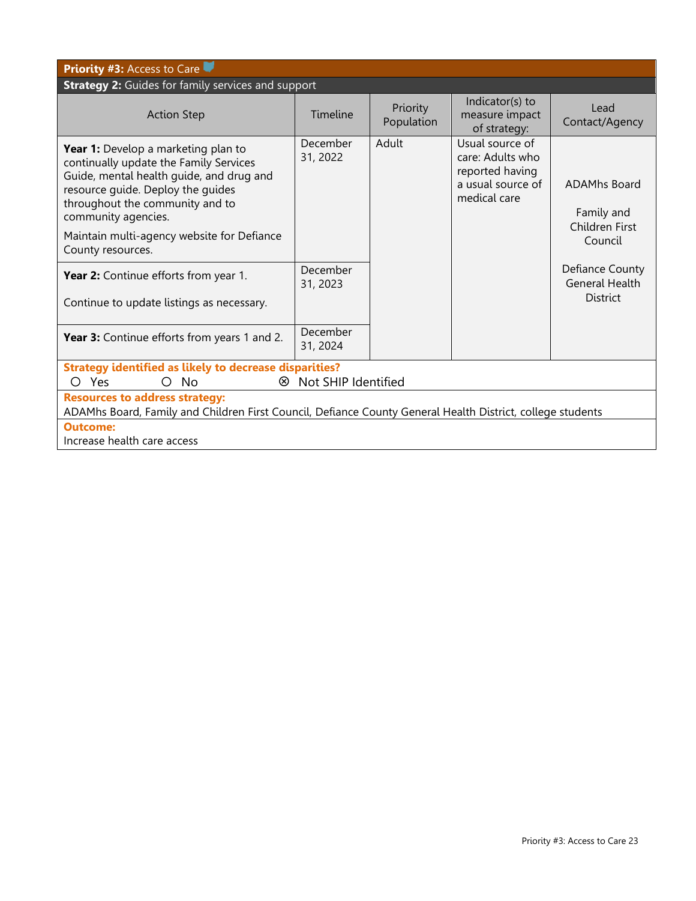| **Priority #3:** Access to Care | | | | |
|---|---|---|---|---|
| **Strategy 2:** Guides for family services and support | | | | |
| Action Step | Timeline | Priority Population | Indicator(s) to measure impact of strategy: | Lead Contact/Agency |
| **Year 1:** Develop a marketing plan to continually update the Family Services Guide, mental health guide, and drug and resource guide. Deploy the guides throughout the community and to community agencies.<br><br>Maintain multi-agency website for Defiance County resources. | December 31, 2022 | Adult | Usual source of care: Adults who reported having a usual source of medical care | ADAMhs Board<br><br>Family and Children First Council<br><br>Defiance County General Health District |
| **Year 2:** Continue efforts from year 1.<br><br>Continue to update listings as necessary. | December 31, 2023 | | | |
| **Year 3:** Continue efforts from years 1 and 2. | December 31, 2024 | | | |
| **Strategy identified as likely to decrease disparities?**<br>○ Yes ○ No ⊗ Not SHIP Identified | | | | |
| **Resources to address strategy:**<br>ADAMhs Board, Family and Children First Council, Defiance County General Health District, college students | | | | |
| **Outcome:**<br>Increase health care access | | | | |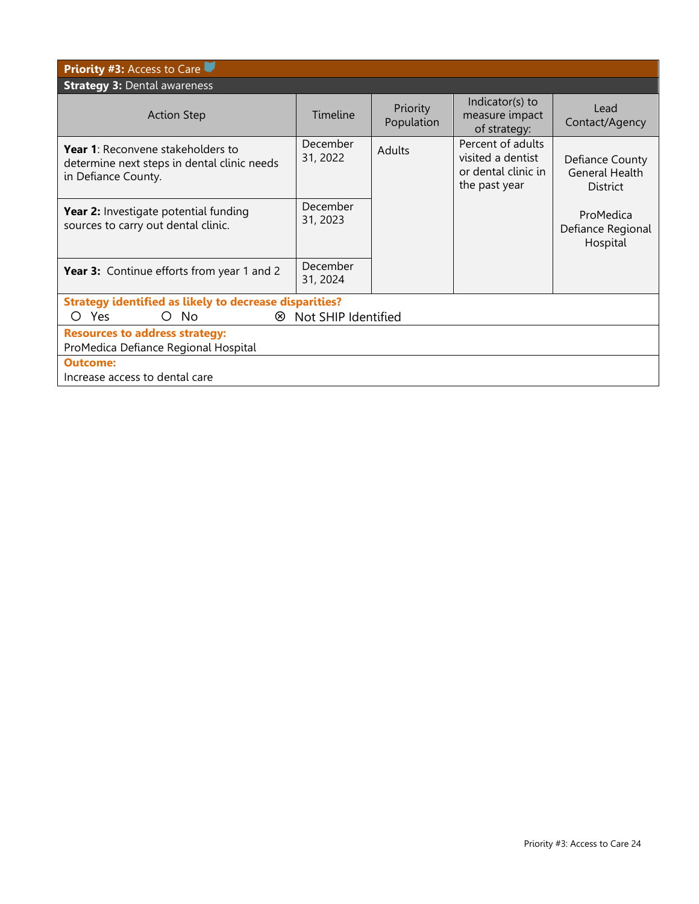**Priority #3:** Access to Care

**Strategy 3:** Dental awareness

| Action Step | Timeline | Priority Population | Indicator(s) to measure impact of strategy: | Lead Contact/Agency |
|---|---|---|---|---|
| **Year 1**: Reconvene stakeholders to determine next steps in dental clinic needs in Defiance County. | December 31, 2022 | Adults | Percent of adults visited a dentist or dental clinic in the past year | Defiance County General Health District<br><br>ProMedica Defiance Regional Hospital |
| **Year 2:** Investigate potential funding sources to carry out dental clinic. | December 31, 2023 | | | |
| **Year 3:** Continue efforts from year 1 and 2 | December 31, 2024 | | | |

**Strategy identified as likely to decrease disparities?**

○ Yes ○ No ⊗ Not SHIP Identified

**Resources to address strategy:**

ProMedica Defiance Regional Hospital

**Outcome:**

Increase access to dental care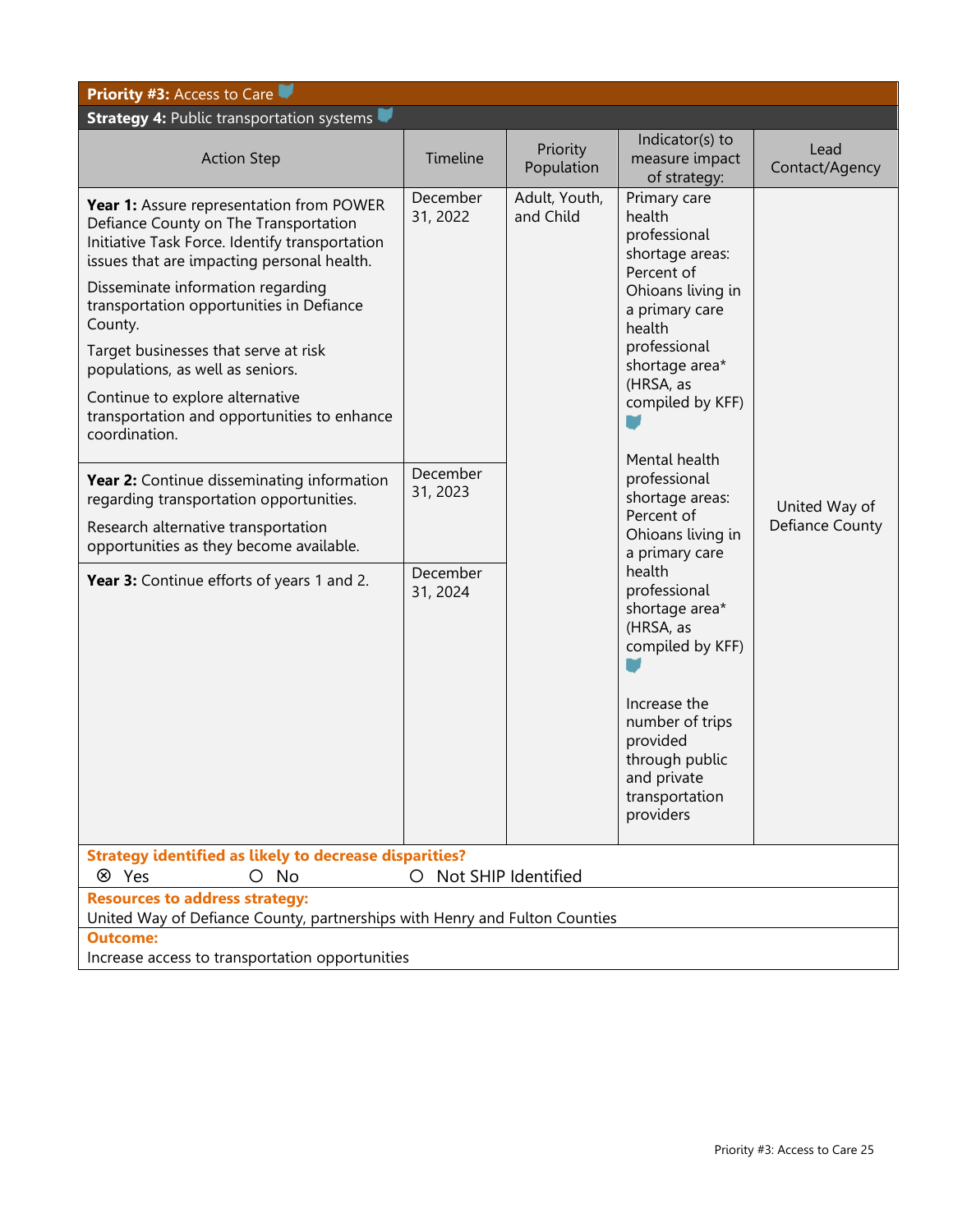**Priority #3:** Access to Care

**Strategy 4:** Public transportation systems

| Action Step | Timeline | Priority Population | Indicator(s) to measure impact of strategy: | Lead Contact/Agency |
|---|---|---|---|---|
| **Year 1:** Assure representation from POWER Defiance County on The Transportation Initiative Task Force. Identify transportation issues that are impacting personal health.<br><br>Disseminate information regarding transportation opportunities in Defiance County.<br><br>Target businesses that serve at risk populations, as well as seniors.<br><br>Continue to explore alternative transportation and opportunities to enhance coordination. | December 31, 2022 | Adult, Youth, and Child | Primary care health professional shortage areas: Percent of Ohioans living in a primary care health professional shortage area* (HRSA, as compiled by KFF)<br><br>Mental health professional shortage areas: Percent of Ohioans living in a primary care health professional shortage area* (HRSA, as compiled by KFF)<br><br>Increase the number of trips provided through public and private transportation providers | United Way of Defiance County |
| **Year 2:** Continue disseminating information regarding transportation opportunities.<br><br>Research alternative transportation opportunities as they become available. | December 31, 2023 | | | |
| **Year 3:** Continue efforts of years 1 and 2. | December 31, 2024 | | | |

**Strategy identified as likely to decrease disparities?**

⊗ Yes ○ No ○ Not SHIP Identified

**Resources to address strategy:**
United Way of Defiance County, partnerships with Henry and Fulton Counties

**Outcome:**
Increase access to transportation opportunities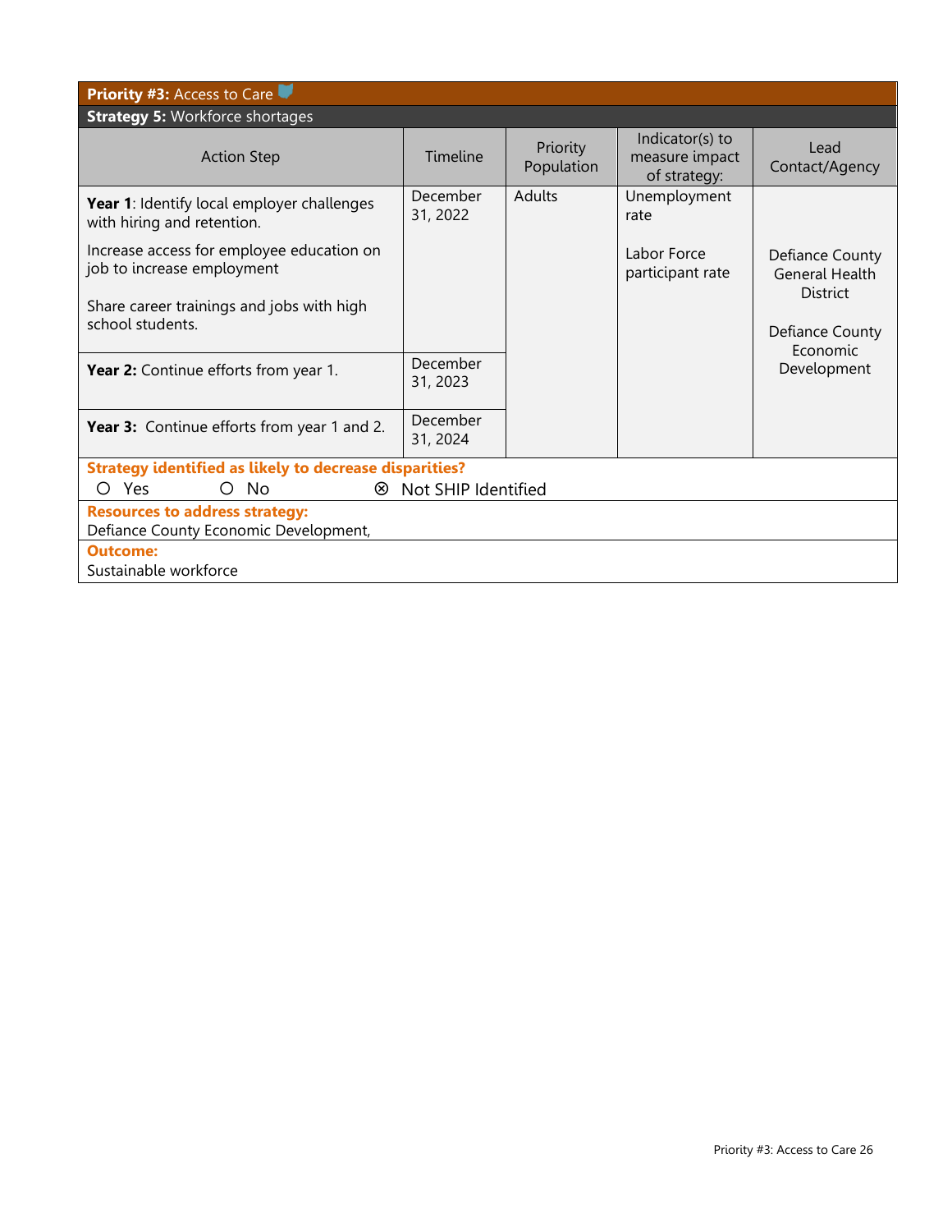| **Priority #3:** Access to Care | | | | |
|---|---|---|---|---|
| **Strategy 5:** Workforce shortages | | | | |
| Action Step | Timeline | Priority Population | Indicator(s) to measure impact of strategy: | Lead Contact/Agency |
| **Year 1**: Identify local employer challenges with hiring and retention.<br><br>Increase access for employee education on job to increase employment<br><br>Share career trainings and jobs with high school students. | December 31, 2022 | Adults | Unemployment rate<br><br>Labor Force participant rate | Defiance County General Health District<br><br>Defiance County Economic Development |
| **Year 2:** Continue efforts from year 1. | December 31, 2023 | | | |
| **Year 3:** Continue efforts from year 1 and 2. | December 31, 2024 | | | |

**Strategy identified as likely to decrease disparities?**

○ Yes ○ No ⊗ Not SHIP Identified

**Resources to address strategy:**

Defiance County Economic Development,

**Outcome:**

Sustainable workforce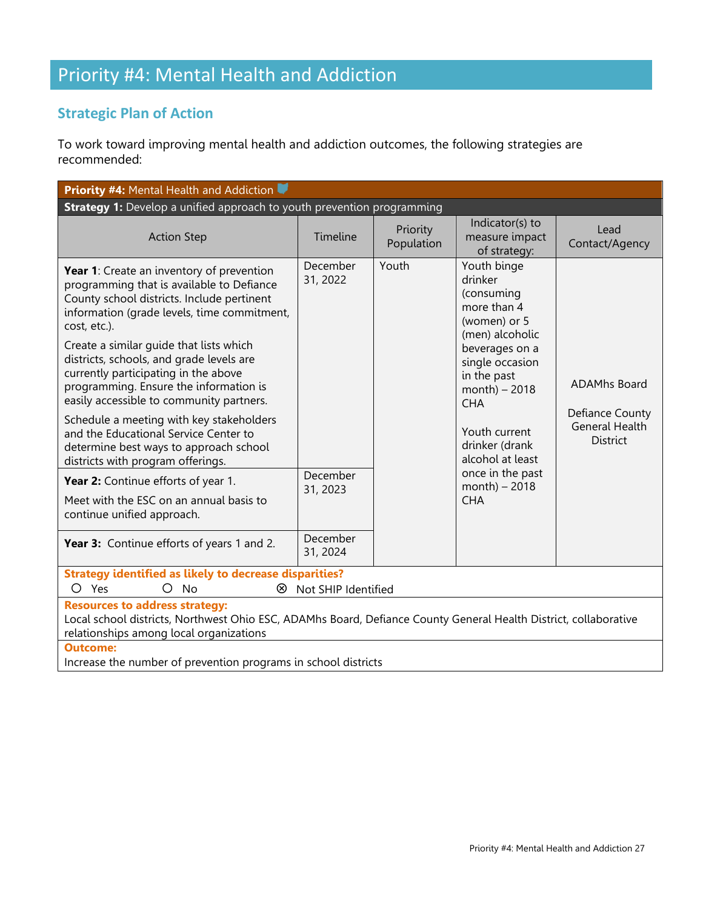# Priority #4: Mental Health and Addiction

## Strategic Plan of Action

To work toward improving mental health and addiction outcomes, the following strategies are recommended:

| **Priority #4:** Mental Health and Addiction | | | | |
|---|---|---|---|---|
| **Strategy 1:** Develop a unified approach to youth prevention programming | | | | |
| Action Step | Timeline | Priority Population | Indicator(s) to measure impact of strategy: | Lead Contact/Agency |
| **Year 1**: Create an inventory of prevention programming that is available to Defiance County school districts. Include pertinent information (grade levels, time commitment, cost, etc.).<br><br>Create a similar guide that lists which districts, schools, and grade levels are currently participating in the above programming. Ensure the information is easily accessible to community partners.<br><br>Schedule a meeting with key stakeholders and the Educational Service Center to determine best ways to approach school districts with program offerings. | December 31, 2022 | Youth | Youth binge drinker (consuming more than 4 (women) or 5 (men) alcoholic beverages on a single occasion in the past month) – 2018 CHA<br><br>Youth current drinker (drank alcohol at least once in the past month) – 2018 CHA | ADAMhs Board<br><br>Defiance County General Health District |
| **Year 2:** Continue efforts of year 1.<br><br>Meet with the ESC on an annual basis to continue unified approach. | December 31, 2023 | | | |
| **Year 3:** Continue efforts of years 1 and 2. | December 31, 2024 | | | |
| **Strategy identified as likely to decrease disparities?**<br>○ Yes ○ No ⊗ Not SHIP Identified | | | | |
| **Resources to address strategy:**<br>Local school districts, Northwest Ohio ESC, ADAMhs Board, Defiance County General Health District, collaborative relationships among local organizations | | | | |
| **Outcome:**<br>Increase the number of prevention programs in school districts | | | | |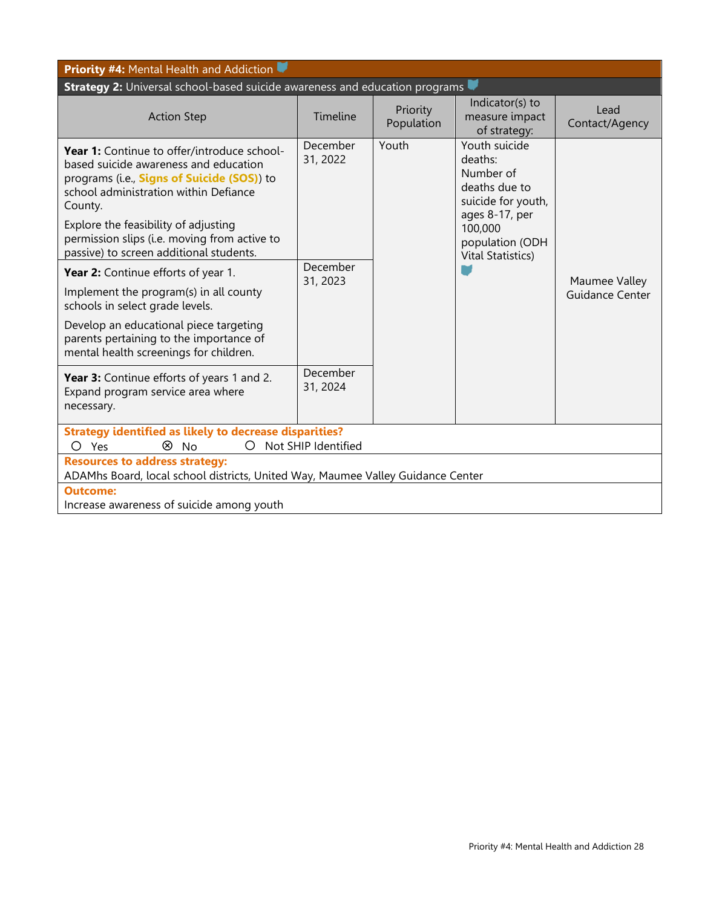**Priority #4:** Mental Health and Addiction

**Strategy 2:** Universal school-based suicide awareness and education programs

| Action Step | Timeline | Priority Population | Indicator(s) to measure impact of strategy: | Lead Contact/Agency |
|---|---|---|---|---|
| **Year 1:** Continue to offer/introduce school-based suicide awareness and education programs (i.e., **Signs of Suicide (SOS)**) to school administration within Defiance County.<br><br>Explore the feasibility of adjusting permission slips (i.e. moving from active to passive) to screen additional students. | December 31, 2022 | Youth | Youth suicide deaths: Number of deaths due to suicide for youth, ages 8-17, per 100,000 population (ODH Vital Statistics) | Maumee Valley Guidance Center |
| **Year 2:** Continue efforts of year 1.<br><br>Implement the program(s) in all county schools in select grade levels.<br><br>Develop an educational piece targeting parents pertaining to the importance of mental health screenings for children. | December 31, 2023 | | | |
| **Year 3:** Continue efforts of years 1 and 2. Expand program service area where necessary. | December 31, 2024 | | | |

**Strategy identified as likely to decrease disparities?**

○ Yes ⊗ No ○ Not SHIP Identified

**Resources to address strategy:**
ADAMhs Board, local school districts, United Way, Maumee Valley Guidance Center

**Outcome:**
Increase awareness of suicide among youth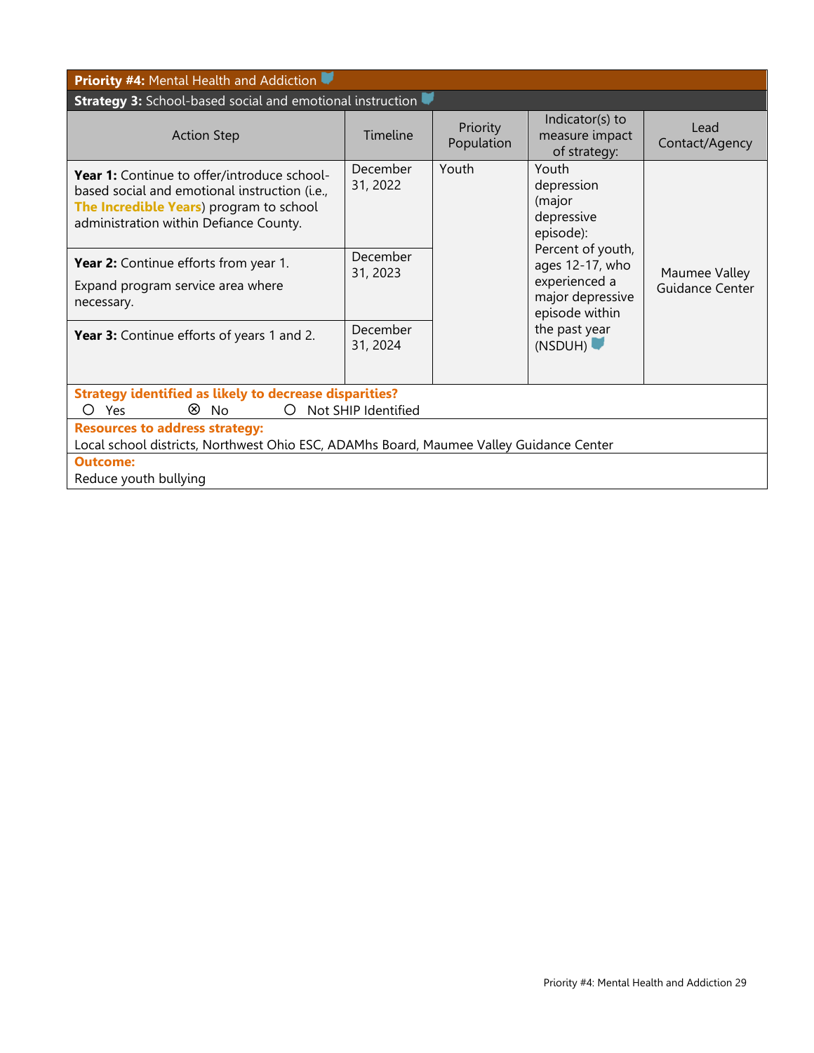**Priority #4:** Mental Health and Addiction

**Strategy 3:** School-based social and emotional instruction

| Action Step | Timeline | Priority Population | Indicator(s) to measure impact of strategy: | Lead Contact/Agency |
|---|---|---|---|---|
| **Year 1:** Continue to offer/introduce school-based social and emotional instruction (i.e., **The Incredible Years**) program to school administration within Defiance County. | December 31, 2022 | Youth | Youth depression (major depressive episode): Percent of youth, ages 12-17, who experienced a major depressive episode within the past year (NSDUH) | Maumee Valley Guidance Center |
| **Year 2:** Continue efforts from year 1. Expand program service area where necessary. | December 31, 2023 | | | |
| **Year 3:** Continue efforts of years 1 and 2. | December 31, 2024 | | | |

**Strategy identified as likely to decrease disparities?**

○ Yes ⊗ No ○ Not SHIP Identified

**Resources to address strategy:**

Local school districts, Northwest Ohio ESC, ADAMhs Board, Maumee Valley Guidance Center

**Outcome:**

Reduce youth bullying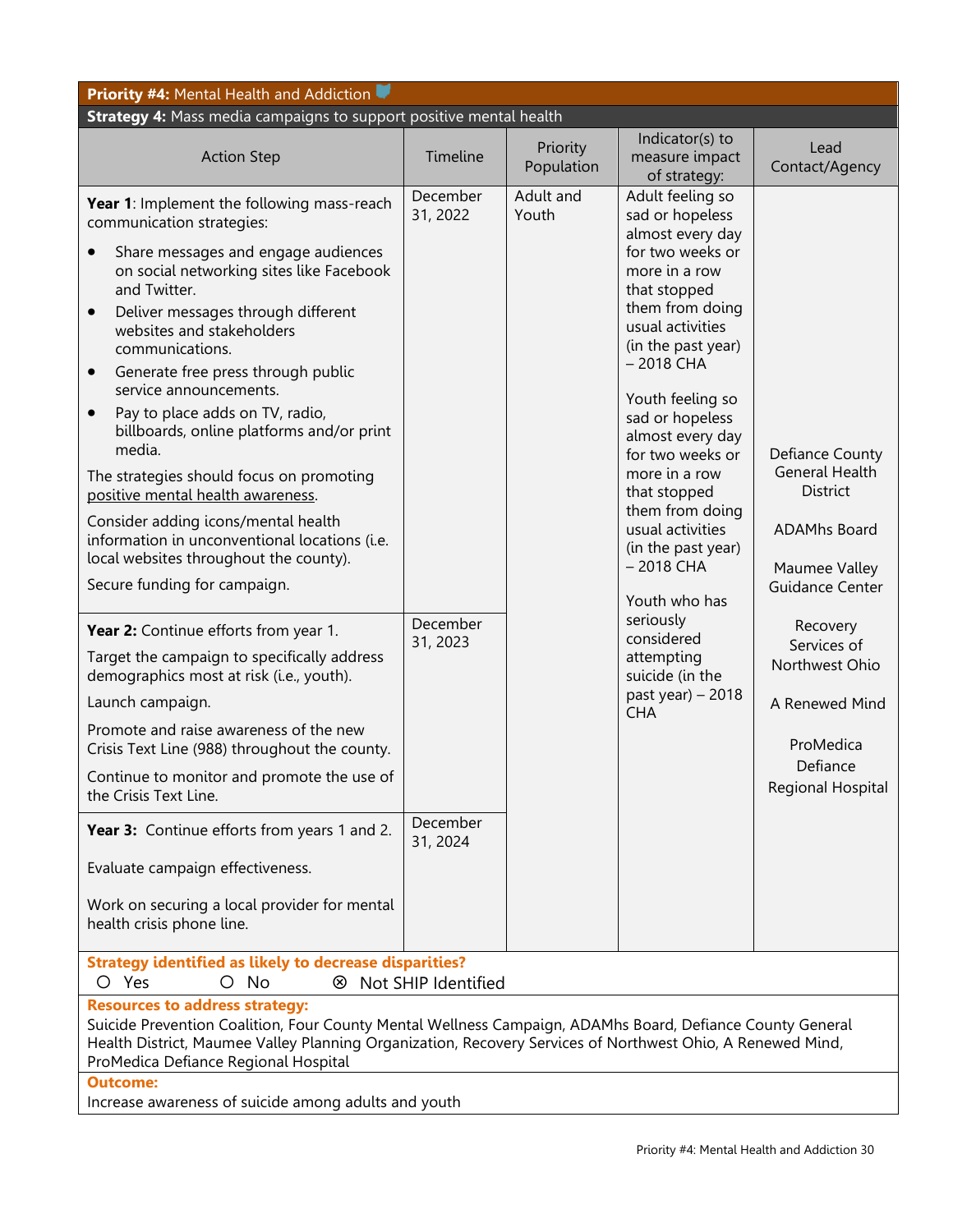**Priority #4:** Mental Health and Addiction

**Strategy 4:** Mass media campaigns to support positive mental health

| Action Step | Timeline | Priority Population | Indicator(s) to measure impact of strategy: | Lead Contact/Agency |
|---|---|---|---|---|
| **Year 1**: Implement the following mass-reach communication strategies:<br>• Share messages and engage audiences on social networking sites like Facebook and Twitter.<br>• Deliver messages through different websites and stakeholders communications.<br>• Generate free press through public service announcements.<br>• Pay to place adds on TV, radio, billboards, online platforms and/or print media.<br>The strategies should focus on promoting positive mental health awareness.<br>Consider adding icons/mental health information in unconventional locations (i.e. local websites throughout the county).<br>Secure funding for campaign. | December 31, 2022 | Adult and Youth | Adult feeling so sad or hopeless almost every day for two weeks or more in a row that stopped them from doing usual activities (in the past year) – 2018 CHA<br><br>Youth feeling so sad or hopeless almost every day for two weeks or more in a row that stopped them from doing usual activities (in the past year) – 2018 CHA<br><br>Youth who has seriously considered attempting suicide (in the past year) – 2018 CHA | Defiance County General Health District<br><br>ADAMhs Board<br><br>Maumee Valley Guidance Center<br><br>Recovery Services of Northwest Ohio<br><br>A Renewed Mind<br><br>ProMedica Defiance Regional Hospital |
| **Year 2:** Continue efforts from year 1.<br>Target the campaign to specifically address demographics most at risk (i.e., youth).<br>Launch campaign.<br>Promote and raise awareness of the new Crisis Text Line (988) throughout the county.<br>Continue to monitor and promote the use of the Crisis Text Line. | December 31, 2023 | | | |
| **Year 3:** Continue efforts from years 1 and 2.<br>Evaluate campaign effectiveness.<br>Work on securing a local provider for mental health crisis phone line. | December 31, 2024 | | | |

**Strategy identified as likely to decrease disparities?**

○ Yes ○ No ⊗ Not SHIP Identified

**Resources to address strategy:**

Suicide Prevention Coalition, Four County Mental Wellness Campaign, ADAMhs Board, Defiance County General Health District, Maumee Valley Planning Organization, Recovery Services of Northwest Ohio, A Renewed Mind, ProMedica Defiance Regional Hospital

**Outcome:**

Increase awareness of suicide among adults and youth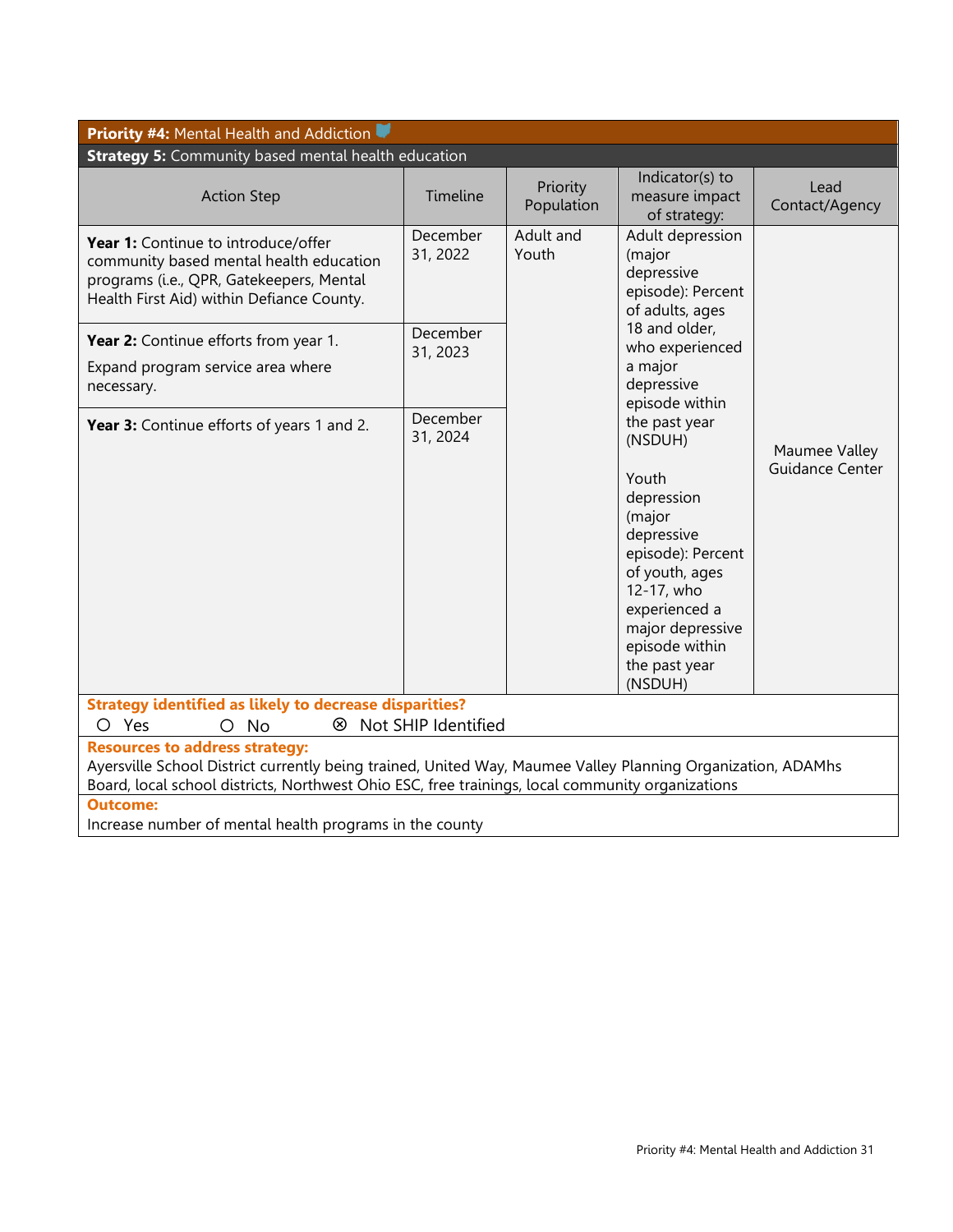**Priority #4:** Mental Health and Addiction

**Strategy 5:** Community based mental health education

| Action Step | Timeline | Priority Population | Indicator(s) to measure impact of strategy: | Lead Contact/Agency |
|---|---|---|---|---|
| **Year 1:** Continue to introduce/offer community based mental health education programs (i.e., QPR, Gatekeepers, Mental Health First Aid) within Defiance County. | December 31, 2022 | Adult and Youth | Adult depression (major depressive episode): Percent of adults, ages 18 and older, who experienced a major depressive episode within the past year (NSDUH)<br><br>Youth depression (major depressive episode): Percent of youth, ages 12-17, who experienced a major depressive episode within the past year (NSDUH) | Maumee Valley Guidance Center |
| **Year 2:** Continue efforts from year 1.<br><br>Expand program service area where necessary. | December 31, 2023 | | | |
| **Year 3:** Continue efforts of years 1 and 2. | December 31, 2024 | | | |

**Strategy identified as likely to decrease disparities?**

○ Yes ○ No ⊗ Not SHIP Identified

**Resources to address strategy:**

Ayersville School District currently being trained, United Way, Maumee Valley Planning Organization, ADAMhs Board, local school districts, Northwest Ohio ESC, free trainings, local community organizations

**Outcome:**

Increase number of mental health programs in the county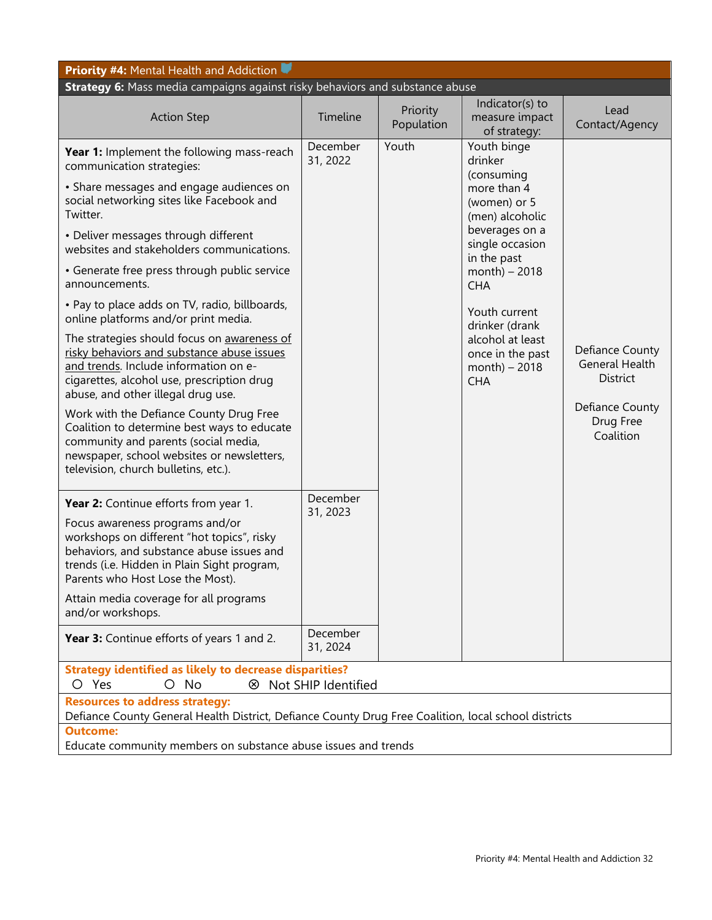**Priority #4:** Mental Health and Addiction

**Strategy 6:** Mass media campaigns against risky behaviors and substance abuse

| Action Step | Timeline | Priority Population | Indicator(s) to measure impact of strategy: | Lead Contact/Agency |
|---|---|---|---|---|
| **Year 1:** Implement the following mass-reach communication strategies:<br><br>• Share messages and engage audiences on social networking sites like Facebook and Twitter.<br><br>• Deliver messages through different websites and stakeholders communications.<br><br>• Generate free press through public service announcements.<br><br>• Pay to place adds on TV, radio, billboards, online platforms and/or print media.<br><br>The strategies should focus on awareness of risky behaviors and substance abuse issues and trends. Include information on e-cigarettes, alcohol use, prescription drug abuse, and other illegal drug use.<br><br>Work with the Defiance County Drug Free Coalition to determine best ways to educate community and parents (social media, newspaper, school websites or newsletters, television, church bulletins, etc.). | December 31, 2022 | Youth | Youth binge drinker (consuming more than 4 (women) or 5 (men) alcoholic beverages on a single occasion in the past month) – 2018 CHA<br><br>Youth current drinker (drank alcohol at least once in the past month) – 2018 CHA | Defiance County General Health District<br><br>Defiance County Drug Free Coalition |
| **Year 2:** Continue efforts from year 1.<br><br>Focus awareness programs and/or workshops on different "hot topics", risky behaviors, and substance abuse issues and trends (i.e. Hidden in Plain Sight program, Parents who Host Lose the Most).<br><br>Attain media coverage for all programs and/or workshops. | December 31, 2023 | | | |
| **Year 3:** Continue efforts of years 1 and 2. | December 31, 2024 | | | |

**Strategy identified as likely to decrease disparities?**

○ Yes ○ No ⊗ Not SHIP Identified

**Resources to address strategy:**

Defiance County General Health District, Defiance County Drug Free Coalition, local school districts

**Outcome:**

Educate community members on substance abuse issues and trends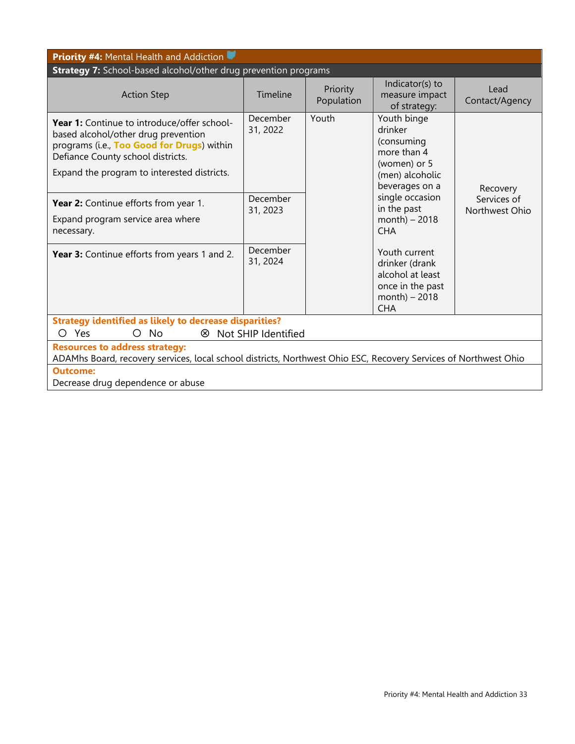**Priority #4:** Mental Health and Addiction

**Strategy 7:** School-based alcohol/other drug prevention programs

| Action Step | Timeline | Priority Population | Indicator(s) to measure impact of strategy: | Lead Contact/Agency |
|---|---|---|---|---|
| **Year 1:** Continue to introduce/offer school-based alcohol/other drug prevention programs (i.e., **Too Good for Drugs**) within Defiance County school districts. Expand the program to interested districts. | December 31, 2022 | Youth | Youth binge drinker (consuming more than 4 (women) or 5 (men) alcoholic beverages on a single occasion in the past month) – 2018 CHA<br><br>Youth current drinker (drank alcohol at least once in the past month) – 2018 CHA | Recovery Services of Northwest Ohio |
| **Year 2:** Continue efforts from year 1. Expand program service area where necessary. | December 31, 2023 | | | |
| **Year 3:** Continue efforts from years 1 and 2. | December 31, 2024 | | | |

**Strategy identified as likely to decrease disparities?**
○ Yes ○ No ⊗ Not SHIP Identified

**Resources to address strategy:**
ADAMhs Board, recovery services, local school districts, Northwest Ohio ESC, Recovery Services of Northwest Ohio

**Outcome:**
Decrease drug dependence or abuse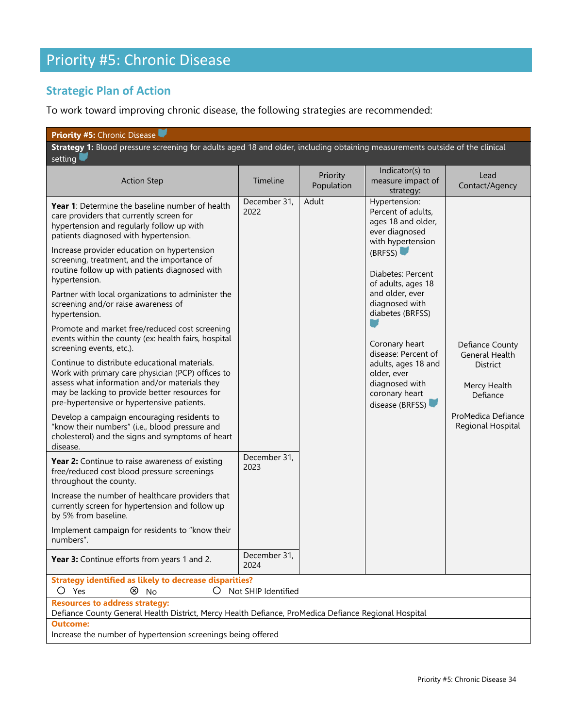# Priority #5: Chronic Disease

## Strategic Plan of Action

To work toward improving chronic disease, the following strategies are recommended:

**Priority #5:** Chronic Disease

**Strategy 1:** Blood pressure screening for adults aged 18 and older, including obtaining measurements outside of the clinical setting

| Action Step | Timeline | Priority Population | Indicator(s) to measure impact of strategy: | Lead Contact/Agency |
|---|---|---|---|---|
| **Year 1**: Determine the baseline number of health care providers that currently screen for hypertension and regularly follow up with patients diagnosed with hypertension.<br><br>Increase provider education on hypertension screening, treatment, and the importance of routine follow up with patients diagnosed with hypertension.<br><br>Partner with local organizations to administer the screening and/or raise awareness of hypertension.<br><br>Promote and market free/reduced cost screening events within the county (ex: health fairs, hospital screening events, etc.).<br><br>Continue to distribute educational materials. Work with primary care physician (PCP) offices to assess what information and/or materials they may be lacking to provide better resources for pre-hypertensive or hypertensive patients.<br><br>Develop a campaign encouraging residents to "know their numbers" (i.e., blood pressure and cholesterol) and the signs and symptoms of heart disease. | December 31, 2022 | Adult | Hypertension: Percent of adults, ages 18 and older, ever diagnosed with hypertension (BRFSS)<br><br>Diabetes: Percent of adults, ages 18 and older, ever diagnosed with diabetes (BRFSS)<br><br>Coronary heart disease: Percent of adults, ages 18 and older, ever diagnosed with coronary heart disease (BRFSS) | Defiance County General Health District<br><br>Mercy Health Defiance<br><br>ProMedica Defiance Regional Hospital |
| **Year 2:** Continue to raise awareness of existing free/reduced cost blood pressure screenings throughout the county.<br><br>Increase the number of healthcare providers that currently screen for hypertension and follow up by 5% from baseline.<br><br>Implement campaign for residents to "know their numbers". | December 31, 2023 | | | |
| **Year 3:** Continue efforts from years 1 and 2. | December 31, 2024 | | | |

**Strategy identified as likely to decrease disparities?**
○ Yes ⊗ No ○ Not SHIP Identified

**Resources to address strategy:**
Defiance County General Health District, Mercy Health Defiance, ProMedica Defiance Regional Hospital

**Outcome:**
Increase the number of hypertension screenings being offered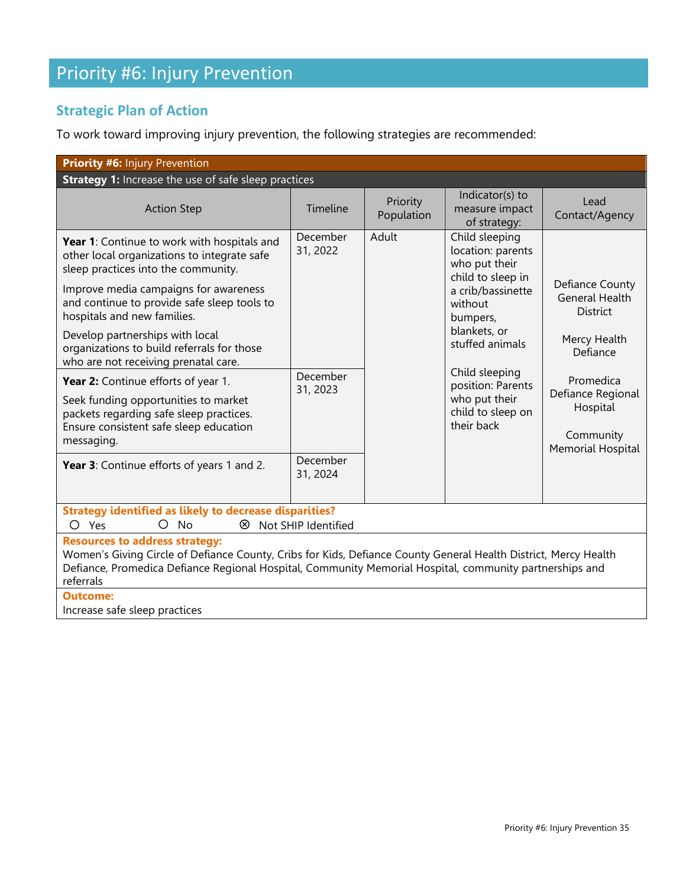# Priority #6: Injury Prevention

## Strategic Plan of Action

To work toward improving injury prevention, the following strategies are recommended:

| **Priority #6:** Injury Prevention | | | | |
|---|---|---|---|---|
| **Strategy 1:** Increase the use of safe sleep practices | | | | |
| Action Step | Timeline | Priority Population | Indicator(s) to measure impact of strategy: | Lead Contact/Agency |
| **Year 1**: Continue to work with hospitals and other local organizations to integrate safe sleep practices into the community.<br><br>Improve media campaigns for awareness and continue to provide safe sleep tools to hospitals and new families.<br><br>Develop partnerships with local organizations to build referrals for those who are not receiving prenatal care. | December 31, 2022 | Adult | Child sleeping location: parents who put their child to sleep in a crib/bassinette without bumpers, blankets, or stuffed animals<br><br>Child sleeping position: Parents who put their child to sleep on their back | Defiance County General Health District<br><br>Mercy Health Defiance<br><br>Promedica Defiance Regional Hospital<br><br>Community Memorial Hospital |
| **Year 2:** Continue efforts of year 1.<br><br>Seek funding opportunities to market packets regarding safe sleep practices. Ensure consistent safe sleep education messaging. | December 31, 2023 | | | |
| **Year 3**: Continue efforts of years 1 and 2. | December 31, 2024 | | | |
| **Strategy identified as likely to decrease disparities?**<br>○ Yes ○ No ⊗ Not SHIP Identified | | | | |
| **Resources to address strategy:**<br>Women's Giving Circle of Defiance County, Cribs for Kids, Defiance County General Health District, Mercy Health Defiance, Promedica Defiance Regional Hospital, Community Memorial Hospital, community partnerships and referrals | | | | |
| **Outcome:**<br>Increase safe sleep practices | | | | |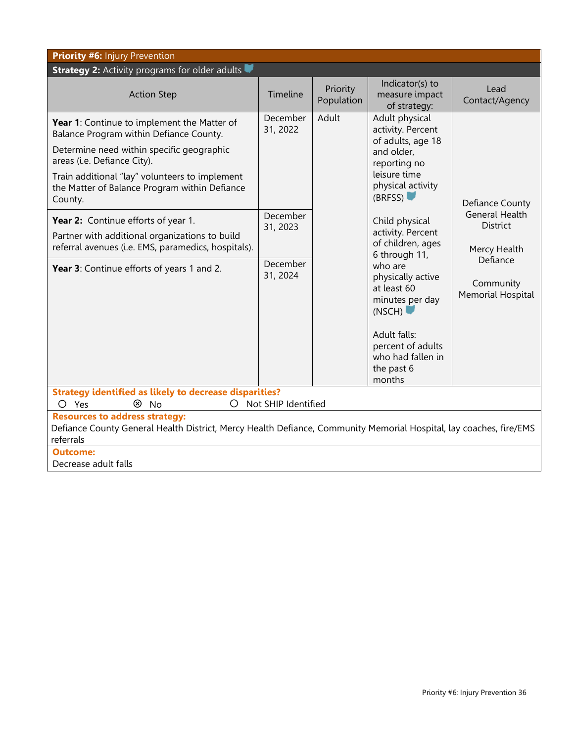**Priority #6:** Injury Prevention

**Strategy 2:** Activity programs for older adults

| Action Step | Timeline | Priority Population | Indicator(s) to measure impact of strategy: | Lead Contact/Agency |
|---|---|---|---|---|
| **Year 1**: Continue to implement the Matter of Balance Program within Defiance County.<br>Determine need within specific geographic areas (i.e. Defiance City).<br>Train additional "lay" volunteers to implement the Matter of Balance Program within Defiance County. | December 31, 2022 | Adult | Adult physical activity. Percent of adults, age 18 and older, reporting no leisure time physical activity (BRFSS)<br><br>Child physical activity. Percent of children, ages 6 through 11, who are physically active at least 60 minutes per day (NSCH)<br><br>Adult falls: percent of adults who had fallen in the past 6 months | Defiance County General Health District<br><br>Mercy Health Defiance<br><br>Community Memorial Hospital |
| **Year 2:** Continue efforts of year 1.<br>Partner with additional organizations to build referral avenues (i.e. EMS, paramedics, hospitals). | December 31, 2023 | | | |
| **Year 3**: Continue efforts of years 1 and 2. | December 31, 2024 | | | |

**Strategy identified as likely to decrease disparities?**

○ Yes ⊗ No ○ Not SHIP Identified

**Resources to address strategy:**

Defiance County General Health District, Mercy Health Defiance, Community Memorial Hospital, lay coaches, fire/EMS referrals

**Outcome:**

Decrease adult falls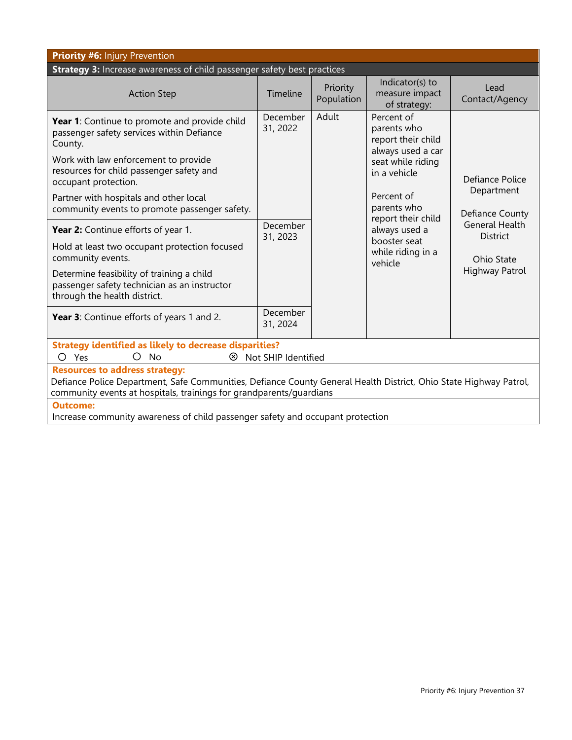**Priority #6:** Injury Prevention

**Strategy 3:** Increase awareness of child passenger safety best practices

| Action Step | Timeline | Priority Population | Indicator(s) to measure impact of strategy: | Lead Contact/Agency |
|---|---|---|---|---|
| **Year 1**: Continue to promote and provide child passenger safety services within Defiance County.<br><br>Work with law enforcement to provide resources for child passenger safety and occupant protection.<br><br>Partner with hospitals and other local community events to promote passenger safety. | December 31, 2022 | Adult | Percent of parents who report their child always used a car seat while riding in a vehicle<br><br>Percent of parents who report their child always used a booster seat while riding in a vehicle | Defiance Police Department<br><br>Defiance County General Health District<br><br>Ohio State Highway Patrol |
| **Year 2:** Continue efforts of year 1.<br><br>Hold at least two occupant protection focused community events.<br><br>Determine feasibility of training a child passenger safety technician as an instructor through the health district. | December 31, 2023 | | | |
| **Year 3**: Continue efforts of years 1 and 2. | December 31, 2024 | | | |

**Strategy identified as likely to decrease disparities?**

○ Yes ○ No ⊗ Not SHIP Identified

**Resources to address strategy:**

Defiance Police Department, Safe Communities, Defiance County General Health District, Ohio State Highway Patrol, community events at hospitals, trainings for grandparents/guardians

**Outcome:**

Increase community awareness of child passenger safety and occupant protection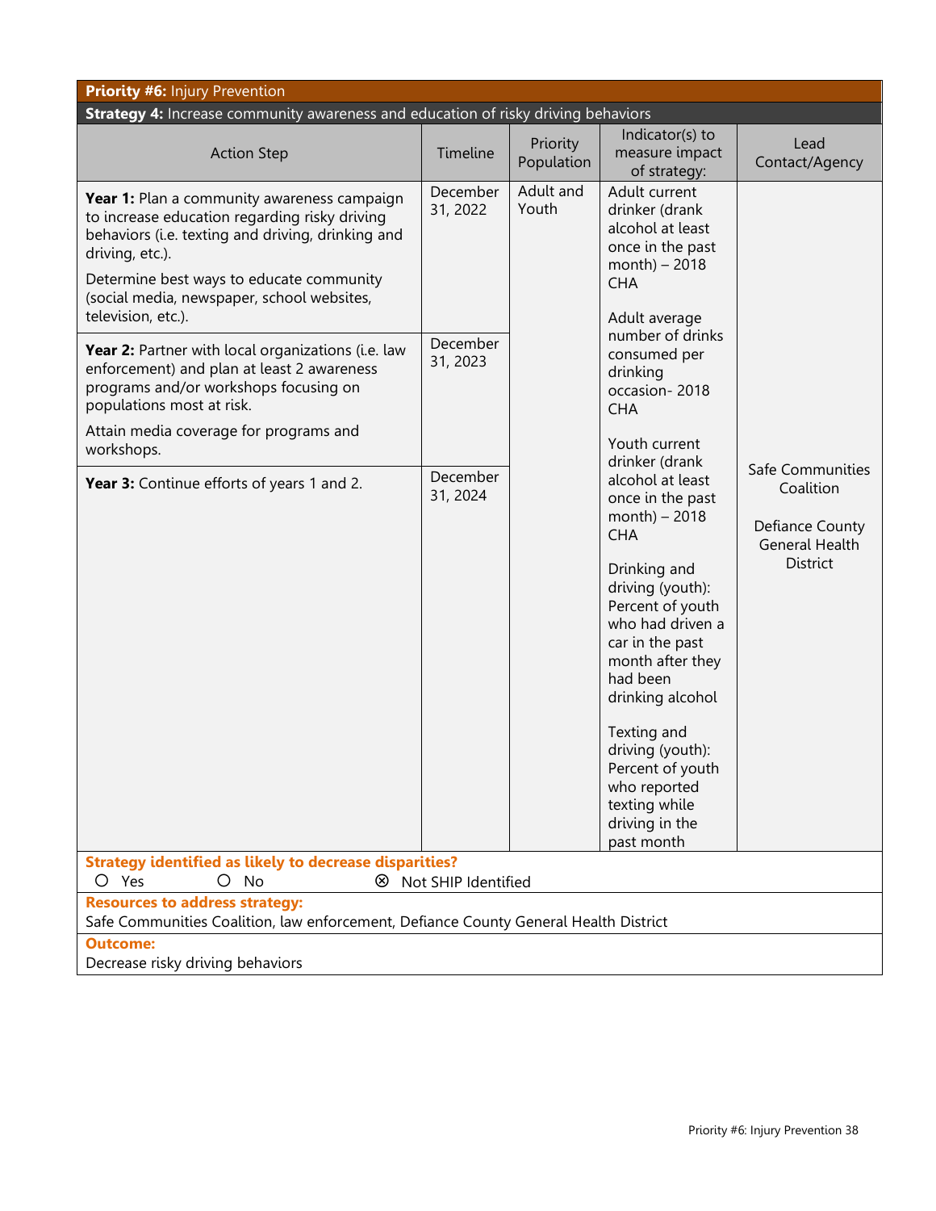**Priority #6:** Injury Prevention

**Strategy 4:** Increase community awareness and education of risky driving behaviors

| Action Step | Timeline | Priority Population | Indicator(s) to measure impact of strategy: | Lead Contact/Agency |
|---|---|---|---|---|
| **Year 1:** Plan a community awareness campaign to increase education regarding risky driving behaviors (i.e. texting and driving, drinking and driving, etc.).<br><br>Determine best ways to educate community (social media, newspaper, school websites, television, etc.). | December 31, 2022 | Adult and Youth | Adult current drinker (drank alcohol at least once in the past month) – 2018 CHA<br><br>Adult average number of drinks consumed per drinking occasion- 2018 CHA<br><br>Youth current drinker (drank alcohol at least once in the past month) – 2018 CHA<br><br>Drinking and driving (youth): Percent of youth who had driven a car in the past month after they had been drinking alcohol<br><br>Texting and driving (youth): Percent of youth who reported texting while driving in the past month | Safe Communities Coalition<br><br>Defiance County General Health District |
| **Year 2:** Partner with local organizations (i.e. law enforcement) and plan at least 2 awareness programs and/or workshops focusing on populations most at risk.<br><br>Attain media coverage for programs and workshops. | December 31, 2023 | | | |
| **Year 3:** Continue efforts of years 1 and 2. | December 31, 2024 | | | |

**Strategy identified as likely to decrease disparities?**

○ Yes ○ No ⊗ Not SHIP Identified

**Resources to address strategy:**

Safe Communities Coalition, law enforcement, Defiance County General Health District

**Outcome:**

Decrease risky driving behaviors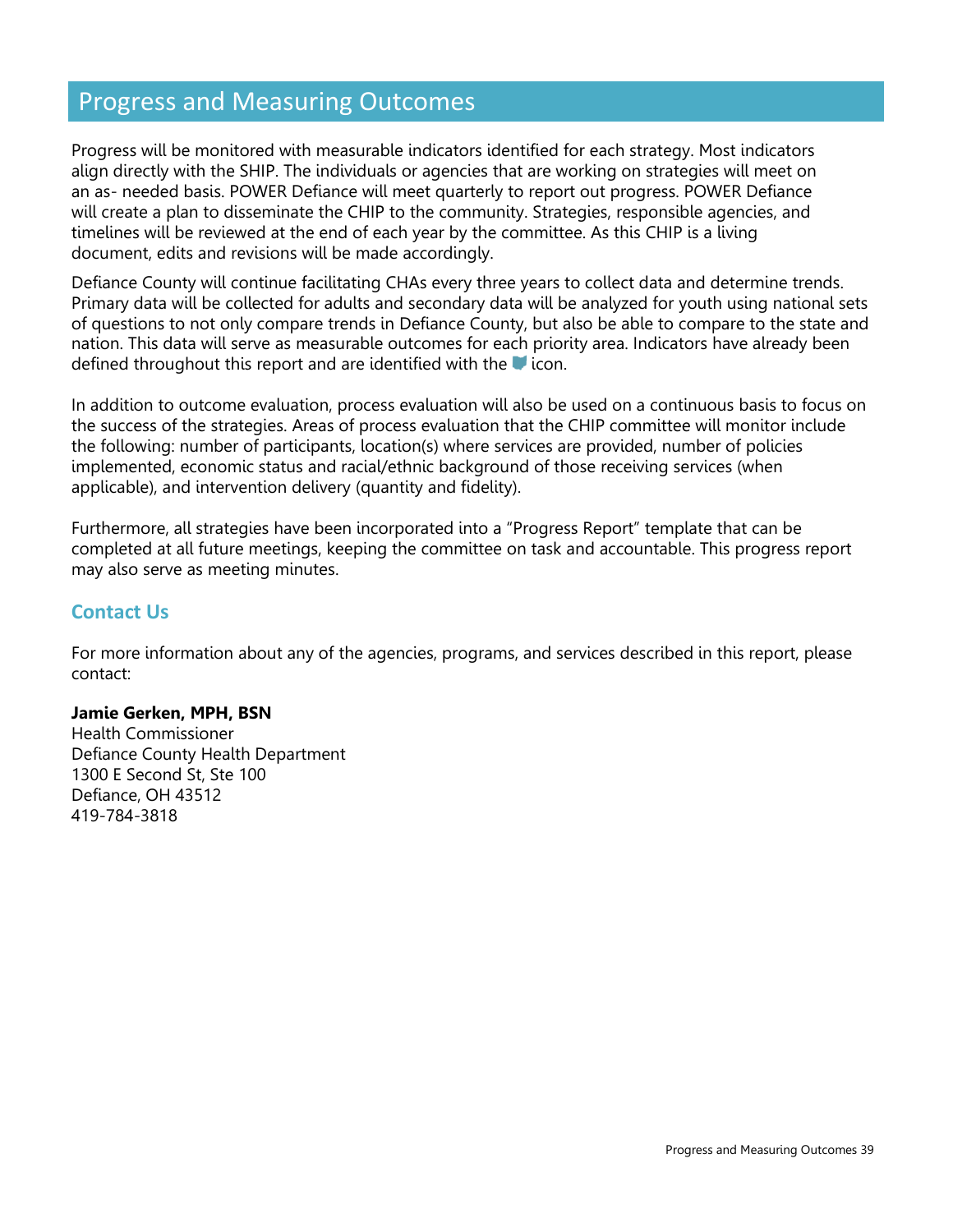## Progress and Measuring Outcomes

Progress will be monitored with measurable indicators identified for each strategy. Most indicators align directly with the SHIP. The individuals or agencies that are working on strategies will meet on an as- needed basis. POWER Defiance will meet quarterly to report out progress. POWER Defiance will create a plan to disseminate the CHIP to the community. Strategies, responsible agencies, and timelines will be reviewed at the end of each year by the committee. As this CHIP is a living document, edits and revisions will be made accordingly.

Defiance County will continue facilitating CHAs every three years to collect data and determine trends. Primary data will be collected for adults and secondary data will be analyzed for youth using national sets of questions to not only compare trends in Defiance County, but also be able to compare to the state and nation. This data will serve as measurable outcomes for each priority area. Indicators have already been defined throughout this report and are identified with the icon.

In addition to outcome evaluation, process evaluation will also be used on a continuous basis to focus on the success of the strategies. Areas of process evaluation that the CHIP committee will monitor include the following: number of participants, location(s) where services are provided, number of policies implemented, economic status and racial/ethnic background of those receiving services (when applicable), and intervention delivery (quantity and fidelity).

Furthermore, all strategies have been incorporated into a "Progress Report" template that can be completed at all future meetings, keeping the committee on task and accountable. This progress report may also serve as meeting minutes.

### Contact Us

For more information about any of the agencies, programs, and services described in this report, please contact:

**Jamie Gerken, MPH, BSN**
Health Commissioner
Defiance County Health Department
1300 E Second St, Ste 100
Defiance, OH 43512
419-784-3818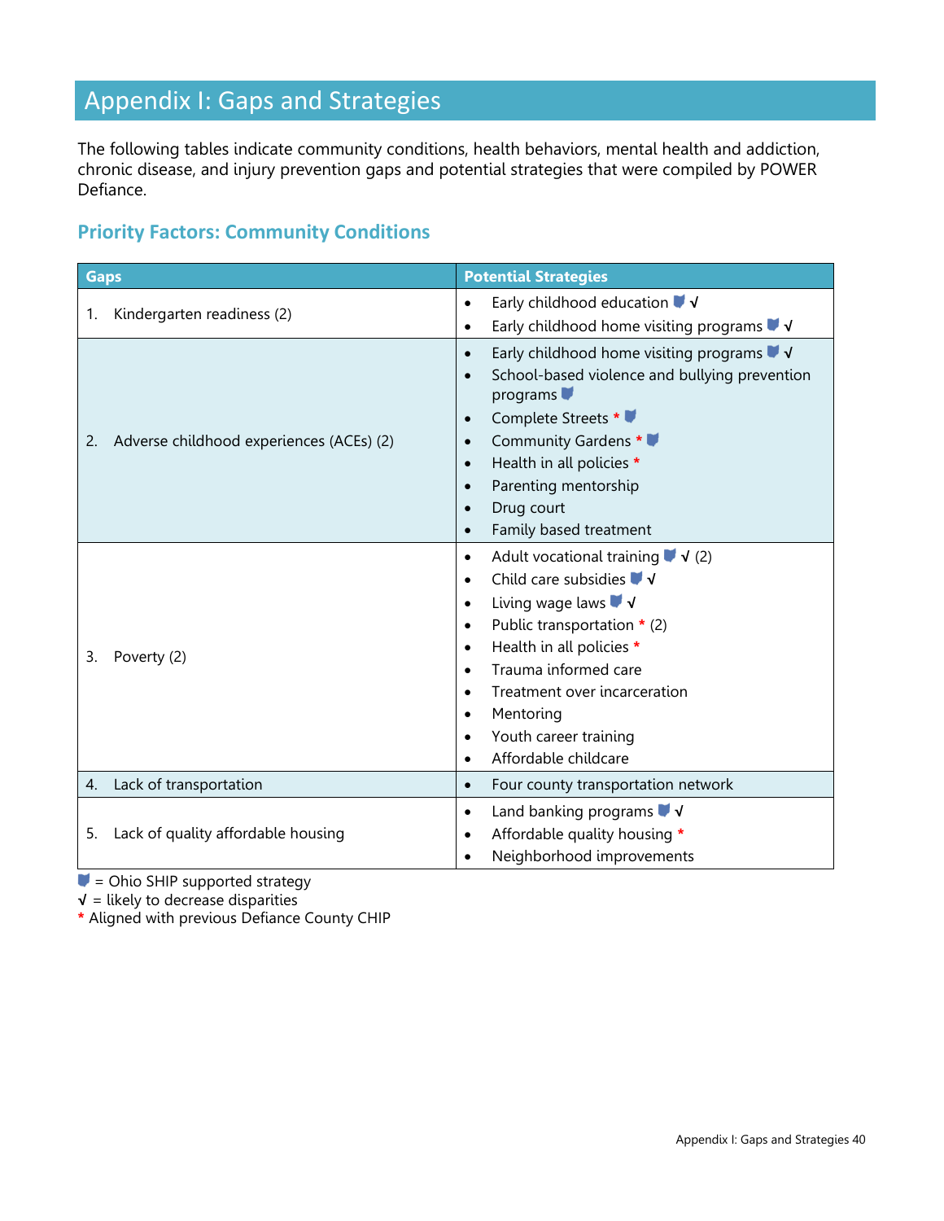# Appendix I: Gaps and Strategies

The following tables indicate community conditions, health behaviors, mental health and addiction, chronic disease, and injury prevention gaps and potential strategies that were compiled by POWER Defiance.

## Priority Factors: Community Conditions

| Gaps | Potential Strategies |
|---|---|
| 1. Kindergarten readiness (2) | • Early childhood education ⛊ √<br>• Early childhood home visiting programs ⛊ √ |
| 2. Adverse childhood experiences (ACEs) (2) | • Early childhood home visiting programs ⛊ √<br>• School-based violence and bullying prevention programs ⛊<br>• Complete Streets * ⛊<br>• Community Gardens * ⛊<br>• Health in all policies *<br>• Parenting mentorship<br>• Drug court<br>• Family based treatment |
| 3. Poverty (2) | • Adult vocational training ⛊ √ (2)<br>• Child care subsidies ⛊ √<br>• Living wage laws ⛊ √<br>• Public transportation * (2)<br>• Health in all policies *<br>• Trauma informed care<br>• Treatment over incarceration<br>• Mentoring<br>• Youth career training<br>• Affordable childcare |
| 4. Lack of transportation | • Four county transportation network |
| 5. Lack of quality affordable housing | • Land banking programs ⛊ √<br>• Affordable quality housing *<br>• Neighborhood improvements |

⛊ = Ohio SHIP supported strategy
√ = likely to decrease disparities
* Aligned with previous Defiance County CHIP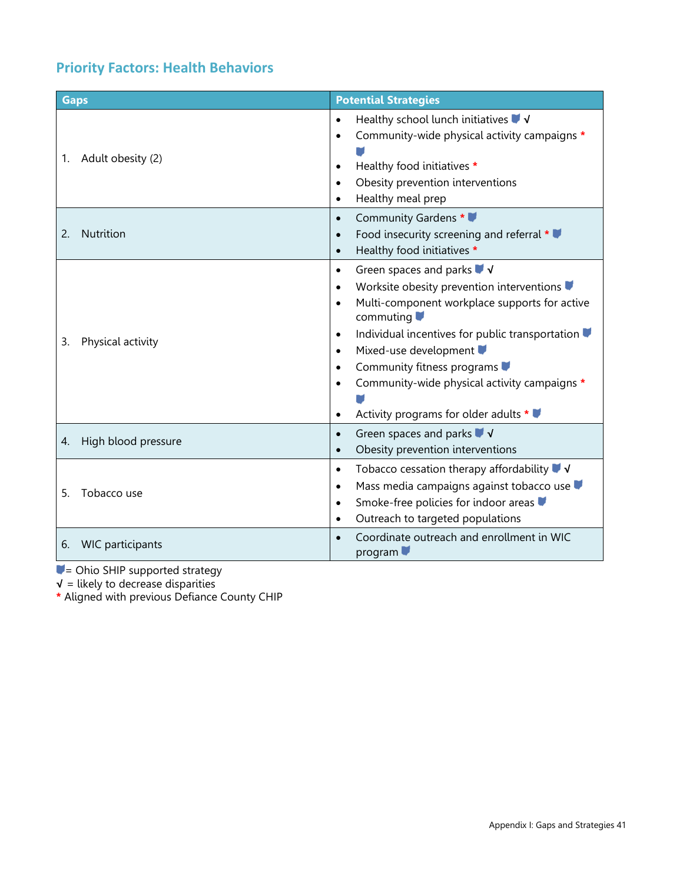## Priority Factors: Health Behaviors

| Gaps | Potential Strategies |
|---|---|
| 1. Adult obesity (2) | • Healthy school lunch initiatives ⛊ √<br>• Community-wide physical activity campaigns * ⛊<br>• Healthy food initiatives *<br>• Obesity prevention interventions<br>• Healthy meal prep |
| 2. Nutrition | • Community Gardens * ⛊<br>• Food insecurity screening and referral * ⛊<br>• Healthy food initiatives * |
| 3. Physical activity | • Green spaces and parks ⛊ √<br>• Worksite obesity prevention interventions ⛊<br>• Multi-component workplace supports for active commuting ⛊<br>• Individual incentives for public transportation ⛊<br>• Mixed-use development ⛊<br>• Community fitness programs ⛊<br>• Community-wide physical activity campaigns * ⛊<br>• Activity programs for older adults * ⛊ |
| 4. High blood pressure | • Green spaces and parks ⛊ √<br>• Obesity prevention interventions |
| 5. Tobacco use | • Tobacco cessation therapy affordability ⛊ √<br>• Mass media campaigns against tobacco use ⛊<br>• Smoke-free policies for indoor areas ⛊<br>• Outreach to targeted populations |
| 6. WIC participants | • Coordinate outreach and enrollment in WIC program ⛊ |

⛊= Ohio SHIP supported strategy
√ = likely to decrease disparities
* Aligned with previous Defiance County CHIP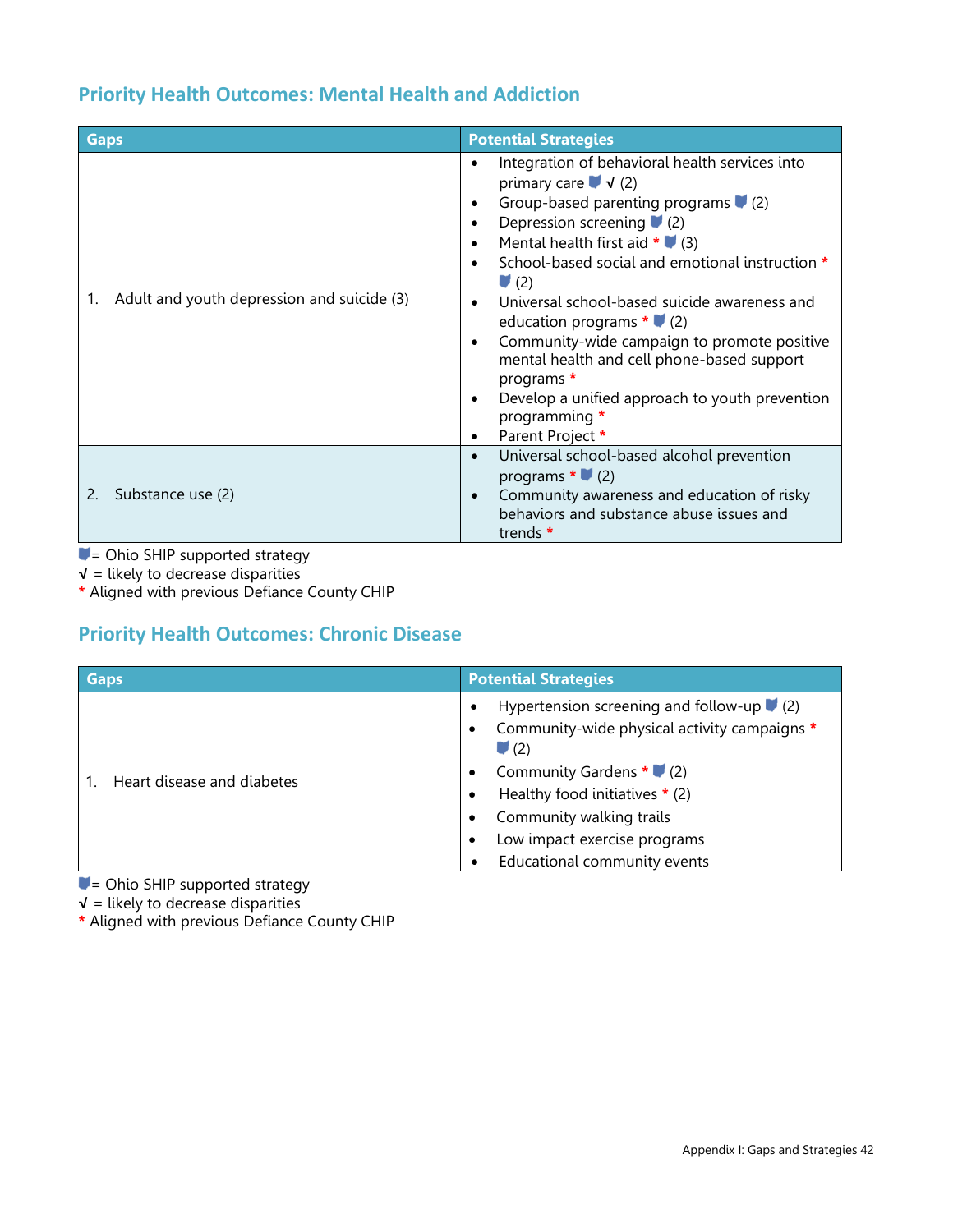## Priority Health Outcomes: Mental Health and Addiction

| Gaps | Potential Strategies |
|---|---|
| 1. Adult and youth depression and suicide (3) | • Integration of behavioral health services into primary care 🛡 √ (2)<br>• Group-based parenting programs 🛡 (2)<br>• Depression screening 🛡 (2)<br>• Mental health first aid * 🛡 (3)<br>• School-based social and emotional instruction * 🛡 (2)<br>• Universal school-based suicide awareness and education programs * 🛡 (2)<br>• Community-wide campaign to promote positive mental health and cell phone-based support programs *<br>• Develop a unified approach to youth prevention programming *<br>• Parent Project * |
| 2. Substance use (2) | • Universal school-based alcohol prevention programs * 🛡 (2)<br>• Community awareness and education of risky behaviors and substance abuse issues and trends * |

🛡= Ohio SHIP supported strategy
√ = likely to decrease disparities
* Aligned with previous Defiance County CHIP

## Priority Health Outcomes: Chronic Disease

| Gaps | Potential Strategies |
|---|---|
| 1. Heart disease and diabetes | • Hypertension screening and follow-up 🛡 (2)<br>• Community-wide physical activity campaigns * 🛡 (2)<br>• Community Gardens * 🛡 (2)<br>• Healthy food initiatives * (2)<br>• Community walking trails<br>• Low impact exercise programs<br>• Educational community events |

🛡= Ohio SHIP supported strategy
√ = likely to decrease disparities
* Aligned with previous Defiance County CHIP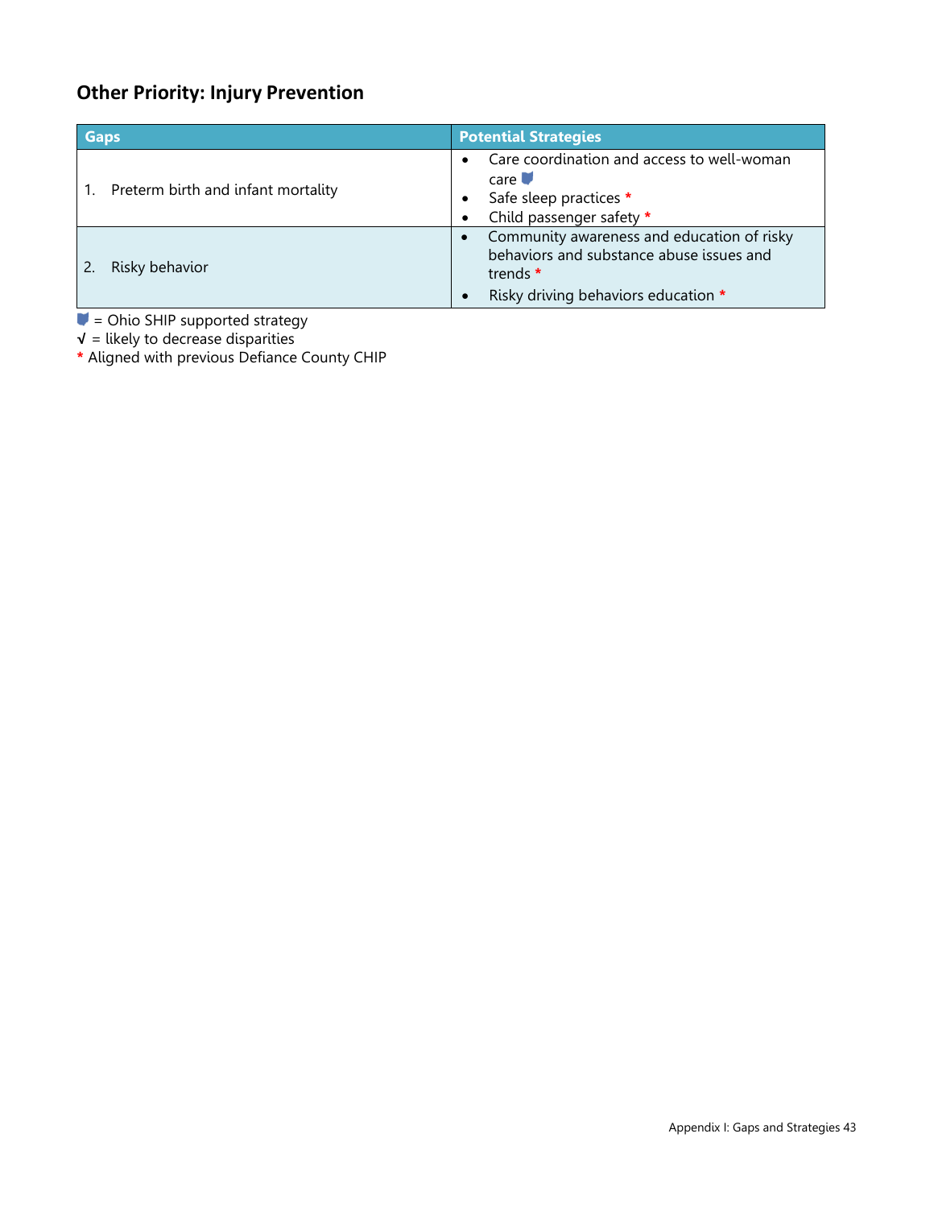## Other Priority: Injury Prevention

| Gaps | Potential Strategies |
|---|---|
| 1. Preterm birth and infant mortality | • Care coordination and access to well-woman care ▼<br>• Safe sleep practices *<br>• Child passenger safety * |
| 2. Risky behavior | • Community awareness and education of risky behaviors and substance abuse issues and trends *<br>• Risky driving behaviors education * |

▼ = Ohio SHIP supported strategy
√ = likely to decrease disparities
* Aligned with previous Defiance County CHIP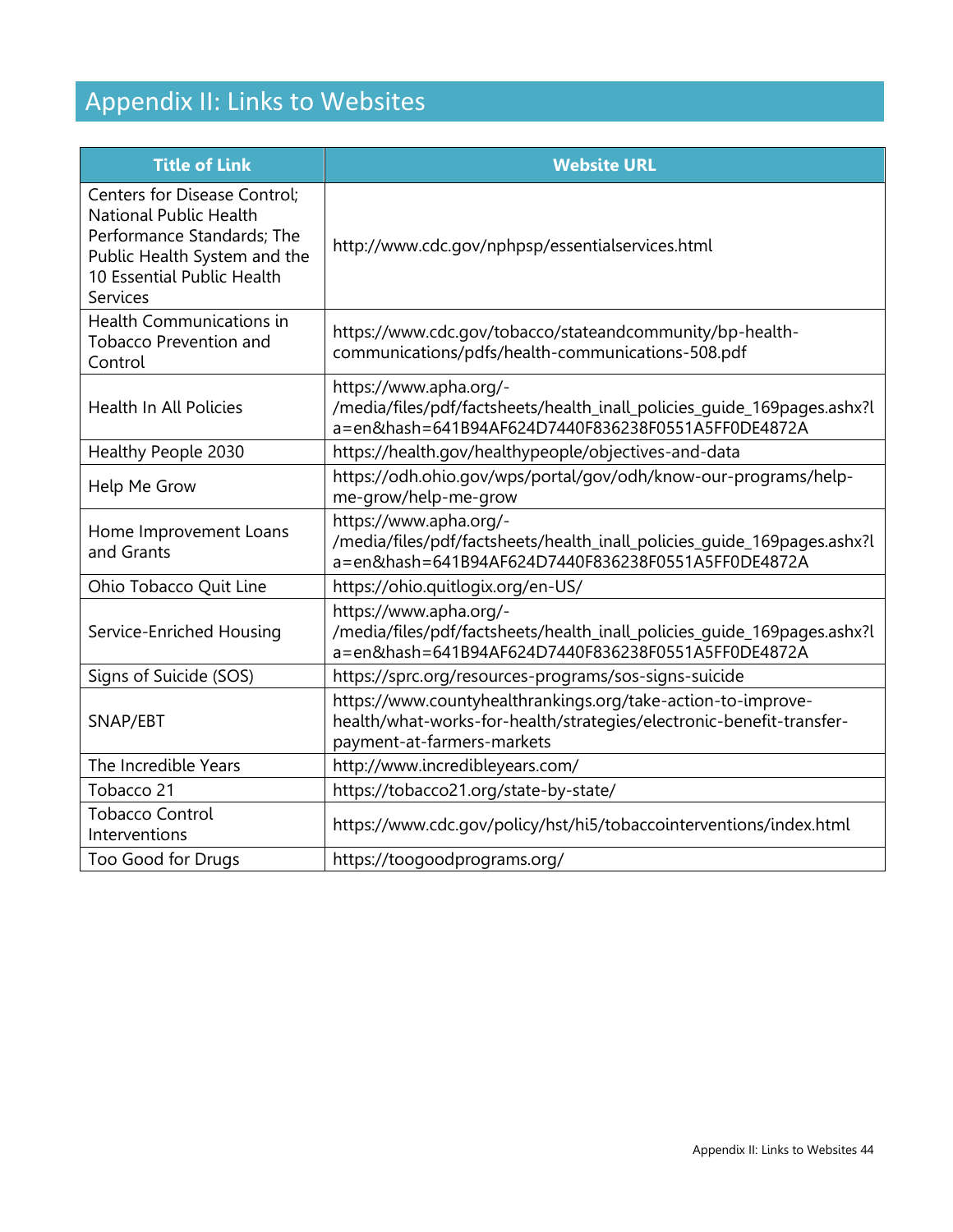# Appendix II: Links to Websites

| Title of Link | Website URL |
|---|---|
| Centers for Disease Control; National Public Health Performance Standards; The Public Health System and the 10 Essential Public Health Services | http://www.cdc.gov/nphpsp/essentialservices.html |
| Health Communications in Tobacco Prevention and Control | https://www.cdc.gov/tobacco/stateandcommunity/bp-health-communications/pdfs/health-communications-508.pdf |
| Health In All Policies | https://www.apha.org/-/media/files/pdf/factsheets/health_inall_policies_guide_169pages.ashx?la=en&hash=641B94AF624D7440F836238F0551A5FF0DE4872A |
| Healthy People 2030 | https://health.gov/healthypeople/objectives-and-data |
| Help Me Grow | https://odh.ohio.gov/wps/portal/gov/odh/know-our-programs/help-me-grow/help-me-grow |
| Home Improvement Loans and Grants | https://www.apha.org/-/media/files/pdf/factsheets/health_inall_policies_guide_169pages.ashx?la=en&hash=641B94AF624D7440F836238F0551A5FF0DE4872A |
| Ohio Tobacco Quit Line | https://ohio.quitlogix.org/en-US/ |
| Service-Enriched Housing | https://www.apha.org/-/media/files/pdf/factsheets/health_inall_policies_guide_169pages.ashx?la=en&hash=641B94AF624D7440F836238F0551A5FF0DE4872A |
| Signs of Suicide (SOS) | https://sprc.org/resources-programs/sos-signs-suicide |
| SNAP/EBT | https://www.countyhealthrankings.org/take-action-to-improve-health/what-works-for-health/strategies/electronic-benefit-transfer-payment-at-farmers-markets |
| The Incredible Years | http://www.incredibleyears.com/ |
| Tobacco 21 | https://tobacco21.org/state-by-state/ |
| Tobacco Control Interventions | https://www.cdc.gov/policy/hst/hi5/tobaccointerventions/index.html |
| Too Good for Drugs | https://toogoodprograms.org/ |